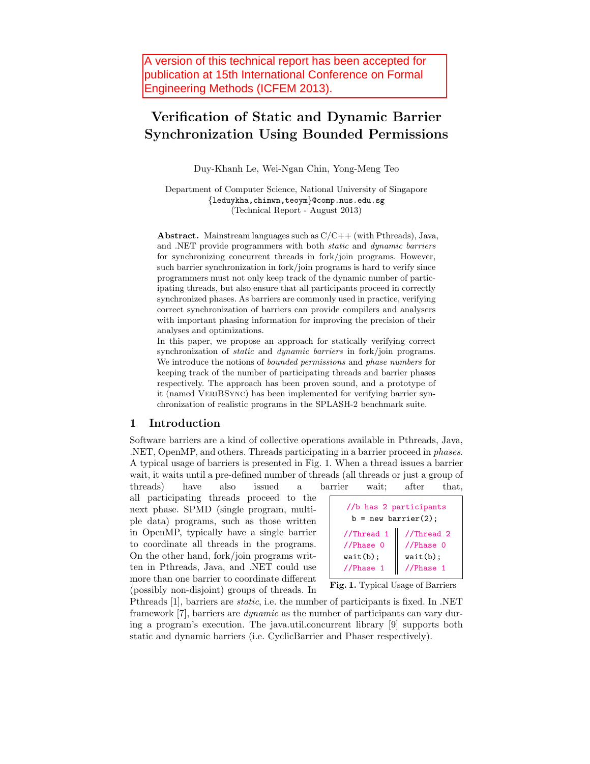A version of this technical report has been accepted for publication at 15th International Conference on Formal Engineering Methods (ICFEM 2013).

# Verification of Static and Dynamic Barrier Synchronization Using Bounded Permissions

Duy-Khanh Le, Wei-Ngan Chin, Yong-Meng Teo

Department of Computer Science, National University of Singapore
{leduykha,chinwn,teoym}@comp.nus.edu.sg
(Technical Report - August 2013)

**Abstract.** Mainstream languages such as C/C++ (with Pthreads), Java, and .NET provide programmers with both *static* and *dynamic barriers* for synchronizing concurrent threads in fork/join programs. However, such barrier synchronization in fork/join programs is hard to verify since programmers must not only keep track of the dynamic number of participating threads, but also ensure that all participants proceed in correctly synchronized phases. As barriers are commonly used in practice, verifying correct synchronization of barriers can provide compilers and analysers with important phasing information for improving the precision of their analyses and optimizations.

In this paper, we propose an approach for statically verifying correct synchronization of *static* and *dynamic barriers* in fork/join programs. We introduce the notions of *bounded permissions* and *phase numbers* for keeping track of the number of participating threads and barrier phases respectively. The approach has been proven sound, and a prototype of it (named VeriBSync) has been implemented for verifying barrier synchronization of realistic programs in the SPLASH-2 benchmark suite.

## 1 Introduction

Software barriers are a kind of collective operations available in Pthreads, Java, .NET, OpenMP, and others. Threads participating in a barrier proceed in *phases*. A typical usage of barriers is presented in Fig. 1. When a thread issues a barrier wait, it waits until a pre-defined number of threads (all threads or just a group of threads) have also issued a barrier wait; after that, all participating threads proceed to the next phase. SPMD (single program, multiple data) programs, such as those written in OpenMP, typically have a single barrier to coordinate all threads in the programs. On the other hand, fork/join programs written in Pthreads, Java, and .NET could use more than one barrier to coordinate different (possibly non-disjoint) groups of threads. In Pthreads [1], barriers are *static*, i.e. the number of participants is fixed. In .NET framework [7], barriers are *dynamic* as the number of participants can vary during a program's execution. The java.util.concurrent library [9] supports both static and dynamic barriers (i.e. CyclicBarrier and Phaser respectively).

```
//b has 2 participants
b = new barrier(2);

//Thread 1    //Thread 2
//Phase 0     //Phase 0
wait(b);      wait(b);
//Phase 1     //Phase 1
```

**Fig. 1.** Typical Usage of Barriers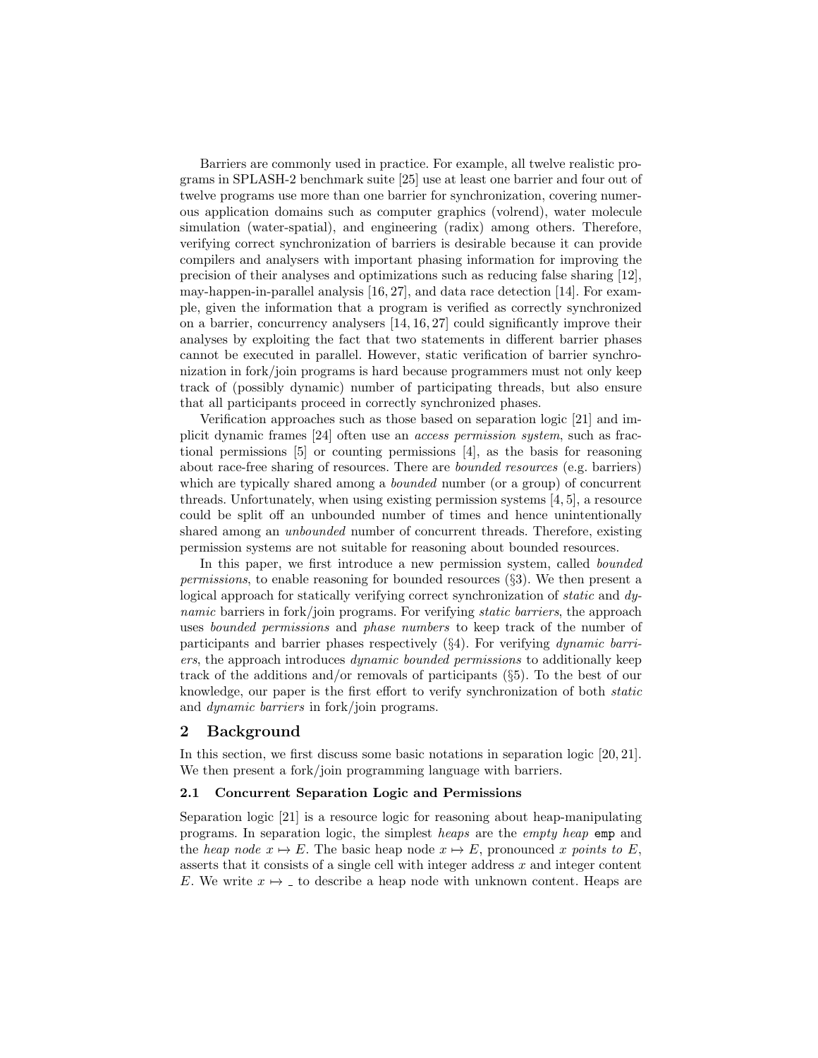Barriers are commonly used in practice. For example, all twelve realistic programs in SPLASH-2 benchmark suite [25] use at least one barrier and four out of twelve programs use more than one barrier for synchronization, covering numerous application domains such as computer graphics (volrend), water molecule simulation (water-spatial), and engineering (radix) among others. Therefore, verifying correct synchronization of barriers is desirable because it can provide compilers and analysers with important phasing information for improving the precision of their analyses and optimizations such as reducing false sharing [12], may-happen-in-parallel analysis [16, 27], and data race detection [14]. For example, given the information that a program is verified as correctly synchronized on a barrier, concurrency analysers [14, 16, 27] could significantly improve their analyses by exploiting the fact that two statements in different barrier phases cannot be executed in parallel. However, static verification of barrier synchronization in fork/join programs is hard because programmers must not only keep track of (possibly dynamic) number of participating threads, but also ensure that all participants proceed in correctly synchronized phases.

Verification approaches such as those based on separation logic [21] and implicit dynamic frames [24] often use an *access permission system*, such as fractional permissions [5] or counting permissions [4], as the basis for reasoning about race-free sharing of resources. There are *bounded resources* (e.g. barriers) which are typically shared among a *bounded* number (or a group) of concurrent threads. Unfortunately, when using existing permission systems [4, 5], a resource could be split off an unbounded number of times and hence unintentionally shared among an *unbounded* number of concurrent threads. Therefore, existing permission systems are not suitable for reasoning about bounded resources.

In this paper, we first introduce a new permission system, called *bounded permissions*, to enable reasoning for bounded resources (§3). We then present a logical approach for statically verifying correct synchronization of *static* and *dynamic* barriers in fork/join programs. For verifying *static barriers*, the approach uses *bounded permissions* and *phase numbers* to keep track of the number of participants and barrier phases respectively (§4). For verifying *dynamic barriers*, the approach introduces *dynamic bounded permissions* to additionally keep track of the additions and/or removals of participants (§5). To the best of our knowledge, our paper is the first effort to verify synchronization of both *static* and *dynamic barriers* in fork/join programs.

## 2 Background

In this section, we first discuss some basic notations in separation logic [20, 21]. We then present a fork/join programming language with barriers.

### 2.1 Concurrent Separation Logic and Permissions

Separation logic [21] is a resource logic for reasoning about heap-manipulating programs. In separation logic, the simplest *heaps* are the *empty heap* `emp` and the *heap node* $x \mapsto E$. The basic heap node $x \mapsto E$, pronounced *x points to E*, asserts that it consists of a single cell with integer address $x$ and integer content $E$. We write $x \mapsto \_$ to describe a heap node with unknown content. Heaps are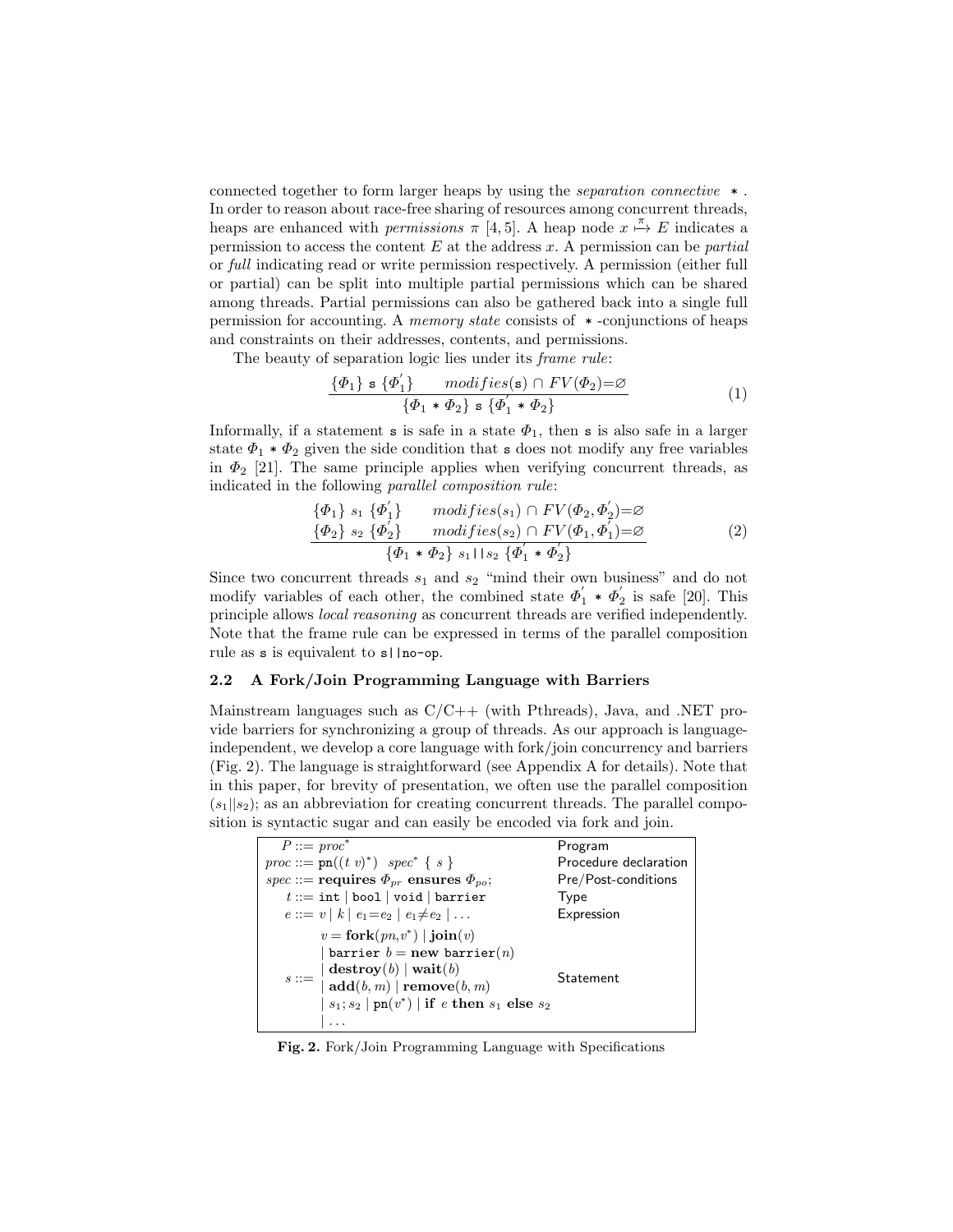connected together to form larger heaps by using the *separation connective* $*$. In order to reason about race-free sharing of resources among concurrent threads, heaps are enhanced with *permissions* $\pi$ [4, 5]. A heap node $x \overset{\pi}{\mapsto} E$ indicates a permission to access the content $E$ at the address $x$. A permission can be *partial* or *full* indicating read or write permission respectively. A permission (either full or partial) can be split into multiple partial permissions which can be shared among threads. Partial permissions can also be gathered back into a single full permission for accounting. A *memory state* consists of $*$-conjunctions of heaps and constraints on their addresses, contents, and permissions.

The beauty of separation logic lies under its *frame rule*:

$$\frac{\{\Phi_1\}\ \texttt{s}\ \{\Phi_1^{'}\} \qquad modifies(\texttt{s}) \cap FV(\Phi_2) = \varnothing}{\{\Phi_1 * \Phi_2\}\ \texttt{s}\ \{\Phi_1^{'} * \Phi_2\}} \tag{1}$$

Informally, if a statement `s` is safe in a state $\Phi_1$, then `s` is also safe in a larger state $\Phi_1 * \Phi_2$ given the side condition that `s` does not modify any free variables in $\Phi_2$ [21]. The same principle applies when verifying concurrent threads, as indicated in the following *parallel composition rule*:

$$\frac{\begin{array}{ll}\{\Phi_1\}\ s_1\ \{\Phi_1^{'}\} & modifies(s_1) \cap FV(\Phi_2, \Phi_2^{'}) = \varnothing \\ \{\Phi_2\}\ s_2\ \{\Phi_2^{'}\} & modifies(s_2) \cap FV(\Phi_1, \Phi_1^{'}) = \varnothing\end{array}}{\{\Phi_1 * \Phi_2\}\ s_1 || s_2\ \{\Phi_1^{'} * \Phi_2^{'}\}} \tag{2}$$

Since two concurrent threads $s_1$ and $s_2$ "mind their own business" and do not modify variables of each other, the combined state $\Phi_1^{'} * \Phi_2^{'}$ is safe [20]. This principle allows *local reasoning* as concurrent threads are verified independently. Note that the frame rule can be expressed in terms of the parallel composition rule as `s` is equivalent to `s||no-op`.

### 2.2 A Fork/Join Programming Language with Barriers

Mainstream languages such as C/C++ (with Pthreads), Java, and .NET provide barriers for synchronizing a group of threads. As our approach is language-independent, we develop a core language with fork/join concurrency and barriers (Fig. 2). The language is straightforward (see Appendix A for details). Note that in this paper, for brevity of presentation, we often use the parallel composition $(s_1||s_2)$; as an abbreviation for creating concurrent threads. The parallel composition is syntactic sugar and can easily be encoded via fork and join.

| | |
|---|---|
| $P ::= proc^*$ | Program |
| $proc ::= \texttt{pn}((t\ v)^*)\ \ spec^*\ \{\ s\ \}$ | Procedure declaration |
| $spec ::= \textbf{requires}\ \Phi_{pr}\ \textbf{ensures}\ \Phi_{po};$ | Pre/Post-conditions |
| $t ::= \texttt{int} \mid \texttt{bool} \mid \texttt{void} \mid \texttt{barrier}$ | Type |
| $e ::= v \mid k \mid e_1{=}e_2 \mid e_1{\neq}e_2 \mid \ldots$ | Expression |
| $s ::= v = \textbf{fork}(pn, v^*) \mid \textbf{join}(v)$ $\mid \texttt{barrier}\ b = \textbf{new}\ \texttt{barrier}(n)$ $\mid \textbf{destroy}(b) \mid \textbf{wait}(b)$ $\mid \textbf{add}(b, m) \mid \textbf{remove}(b, m)$ $\mid s_1; s_2 \mid \texttt{pn}(v^*) \mid \textbf{if}\ e\ \textbf{then}\ s_1\ \textbf{else}\ s_2$ $\mid \ldots$ | Statement |

**Fig. 2.** Fork/Join Programming Language with Specifications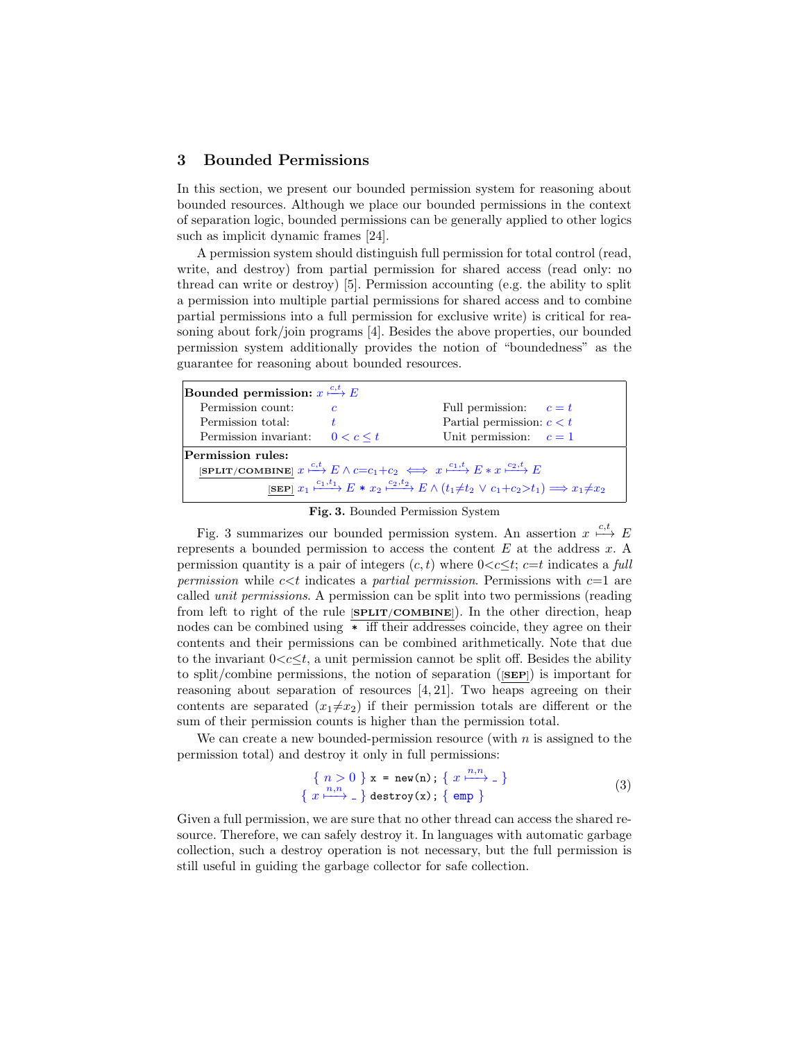## 3 Bounded Permissions

In this section, we present our bounded permission system for reasoning about bounded resources. Although we place our bounded permissions in the context of separation logic, bounded permissions can be generally applied to other logics such as implicit dynamic frames [24].

A permission system should distinguish full permission for total control (read, write, and destroy) from partial permission for shared access (read only: no thread can write or destroy) [5]. Permission accounting (e.g. the ability to split a permission into multiple partial permissions for shared access and to combine partial permissions into a full permission for exclusive write) is critical for reasoning about fork/join programs [4]. Besides the above properties, our bounded permission system additionally provides the notion of "boundedness" as the guarantee for reasoning about bounded resources.

| **Bounded permission:** $x \overset{c,t}{\longmapsto} E$ | | | |
|---|---|---|---|
| Permission count: | $c$ | Full permission: | $c = t$ |
| Permission total: | $t$ | Partial permission: | $c < t$ |
| Permission invariant: | $0 < c \leq t$ | Unit permission: | $c = 1$ |
| **Permission rules:** | | | |
| [SPLIT/COMBINE] | $x \overset{c,t}{\longmapsto} E \wedge c{=}c_1{+}c_2 \iff x \overset{c_1,t}{\longmapsto} E * x \overset{c_2,t}{\longmapsto} E$ | | |
| [SEP] | $x_1 \overset{c_1,t_1}{\longmapsto} E * x_2 \overset{c_2,t_2}{\longmapsto} E \wedge (t_1{\neq}t_2 \vee c_1{+}c_2{>}t_1) \implies x_1{\neq}x_2$ | | |

**Fig. 3.** Bounded Permission System

Fig. 3 summarizes our bounded permission system. An assertion $x \overset{c,t}{\longmapsto} E$ represents a bounded permission to access the content $E$ at the address $x$. A permission quantity is a pair of integers $(c, t)$ where $0{<}c{\leq}t$; $c{=}t$ indicates a *full permission* while $c{<}t$ indicates a *partial permission*. Permissions with $c{=}1$ are called *unit permissions*. A permission can be split into two permissions (reading from left to right of the rule [SPLIT/COMBINE]). In the other direction, heap nodes can be combined using $*$ iff their addresses coincide, they agree on their contents and their permissions can be combined arithmetically. Note that due to the invariant $0{<}c{\leq}t$, a unit permission cannot be split off. Besides the ability to split/combine permissions, the notion of separation ([SEP]) is important for reasoning about separation of resources [4, 21]. Two heaps agreeing on their contents are separated ($x_1{\neq}x_2$) if their permission totals are different or the sum of their permission counts is higher than the permission total.

We can create a new bounded-permission resource (with $n$ is assigned to the permission total) and destroy it only in full permissions:

$$
\begin{array}{c}
\{\ n > 0\ \}\ \texttt{x = new(n);}\ \{\ x \overset{n,n}{\longmapsto} \_\ \} \\
\{\ x \overset{n,n}{\longmapsto} \_\ \}\ \texttt{destroy(x);}\ \{\ \texttt{emp}\ \}
\end{array}
\qquad (3)
$$

Given a full permission, we are sure that no other thread can access the shared resource. Therefore, we can safely destroy it. In languages with automatic garbage collection, such a destroy operation is not necessary, but the full permission is still useful in guiding the garbage collector for safe collection.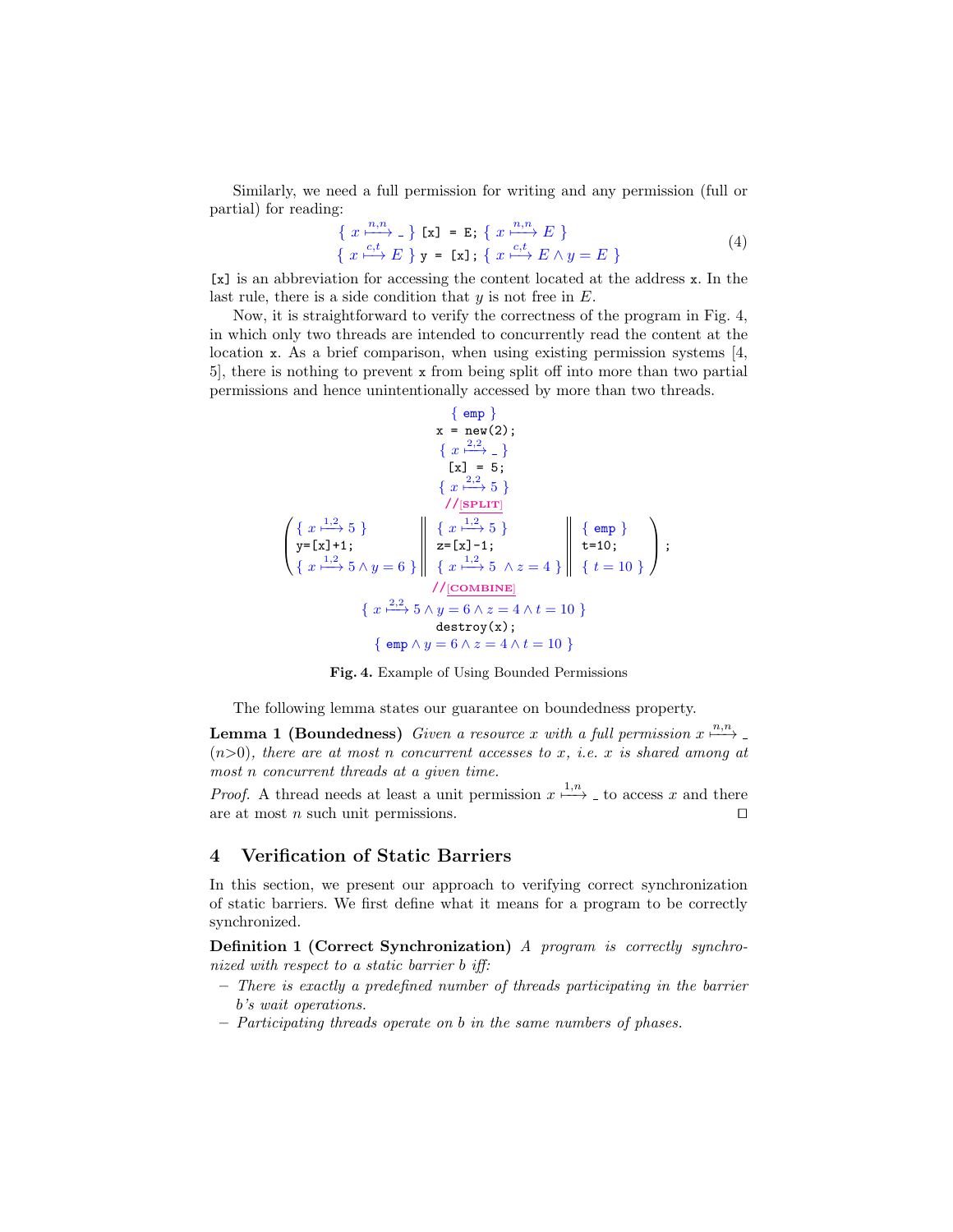Similarly, we need a full permission for writing and any permission (full or partial) for reading:

$$\begin{array}{l} \{\ x \xmapsto{n,n} \_\ \}\ \texttt{[x] = E;}\ \{\ x \xmapsto{n,n} E\ \} \\ \{\ x \xmapsto{c,t} E\ \}\ \texttt{y = [x];}\ \{\ x \xmapsto{c,t} E \wedge y = E\ \} \end{array} \tag{4}$$

`[x]` is an abbreviation for accessing the content located at the address `x`. In the last rule, there is a side condition that $y$ is not free in $E$.

Now, it is straightforward to verify the correctness of the program in Fig. 4, in which only two threads are intended to concurrently read the content at the location `x`. As a brief comparison, when using existing permission systems [4, 5], there is nothing to prevent `x` from being split off into more than two partial permissions and hence unintentionally accessed by more than two threads.

$$\{\ \texttt{emp}\ \}$$
```
x = new(2);
```
$$\{\ x \xmapsto{2,2} \_\ \}$$
```
[x] = 5;
```
$$\{\ x \xmapsto{2,2} 5\ \}$$
//[SPLIT]

$$\left( \begin{array}{l} \{\ x \xmapsto{1,2} 5\ \} \\ \texttt{y=[x]+1;} \\ \{\ x \xmapsto{1,2} 5 \wedge y = 6\ \} \end{array} \;\middle\|\; \begin{array}{l} \{\ x \xmapsto{1,2} 5\ \} \\ \texttt{z=[x]-1;} \\ \{\ x \xmapsto{1,2} 5\ \wedge z = 4\ \} \end{array} \;\middle\|\; \begin{array}{l} \{\ \texttt{emp}\ \} \\ \texttt{t=10;} \\ \{\ t = 10\ \} \end{array} \right);$$

//[COMBINE]

$$\{\ x \xmapsto{2,2} 5 \wedge y = 6 \wedge z = 4 \wedge t = 10\ \}$$
```
destroy(x);
```
$$\{\ \texttt{emp} \wedge y = 6 \wedge z = 4 \wedge t = 10\ \}$$

**Fig. 4.** Example of Using Bounded Permissions

The following lemma states our guarantee on boundedness property.

**Lemma 1 (Boundedness)** *Given a resource $x$ with a full permission $x \xmapsto{n,n} \_$ $(n>0)$, there are at most $n$ concurrent accesses to $x$, i.e. $x$ is shared among at most $n$ concurrent threads at a given time.*

*Proof.* A thread needs at least a unit permission $x \xmapsto{1,n} \_$ to access $x$ and there are at most $n$ such unit permissions. ☐

## 4 Verification of Static Barriers

In this section, we present our approach to verifying correct synchronization of static barriers. We first define what it means for a program to be correctly synchronized.

**Definition 1 (Correct Synchronization)** *A program is correctly synchronized with respect to a static barrier $b$ iff:*

- *There is exactly a predefined number of threads participating in the barrier $b$'s wait operations.*
- *Participating threads operate on $b$ in the same numbers of phases.*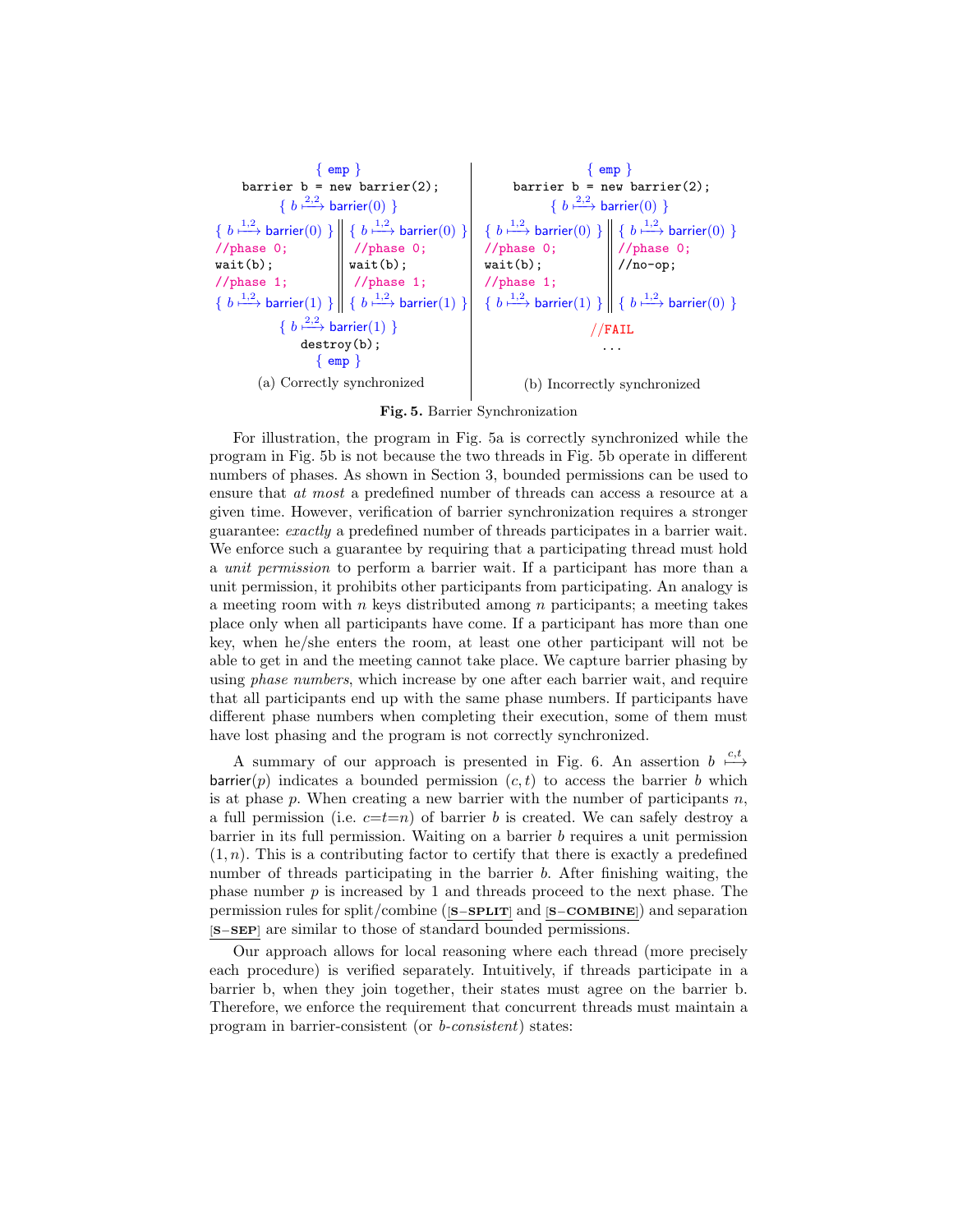```
{ emp }
barrier b = new barrier(2);
{ b ↦(2,2) barrier(0) }

{ b ↦(1,2) barrier(0) }   ||  { b ↦(1,2) barrier(0) }
//phase 0;                ||  //phase 0;
wait(b);                  ||  wait(b);
//phase 1;                ||  //phase 1;
{ b ↦(1,2) barrier(1) }   ||  { b ↦(1,2) barrier(1) }

{ b ↦(2,2) barrier(1) }
destroy(b);
{ emp }
```

(a) Correctly synchronized

```
{ emp }
barrier b = new barrier(2);
{ b ↦(2,2) barrier(0) }

{ b ↦(1,2) barrier(0) }   ||  { b ↦(1,2) barrier(0) }
//phase 0;                ||  //phase 0;
wait(b);                  ||  //no-op;
//phase 1;                ||
{ b ↦(1,2) barrier(1) }   ||  { b ↦(1,2) barrier(0) }

//FAIL
...
```

(b) Incorrectly synchronized

**Fig. 5.** Barrier Synchronization

For illustration, the program in Fig. 5a is correctly synchronized while the program in Fig. 5b is not because the two threads in Fig. 5b operate in different numbers of phases. As shown in Section 3, bounded permissions can be used to ensure that *at most* a predefined number of threads can access a resource at a given time. However, verification of barrier synchronization requires a stronger guarantee: *exactly* a predefined number of threads participates in a barrier wait. We enforce such a guarantee by requiring that a participating thread must hold a *unit permission* to perform a barrier wait. If a participant has more than a unit permission, it prohibits other participants from participating. An analogy is a meeting room with $n$ keys distributed among $n$ participants; a meeting takes place only when all participants have come. If a participant has more than one key, when he/she enters the room, at least one other participant will not be able to get in and the meeting cannot take place. We capture barrier phasing by using *phase numbers*, which increase by one after each barrier wait, and require that all participants end up with the same phase numbers. If participants have different phase numbers when completing their execution, some of them must have lost phasing and the program is not correctly synchronized.

A summary of our approach is presented in Fig. 6. An assertion $b \overset{c,t}{\longmapsto} \mathsf{barrier}(p)$ indicates a bounded permission $(c, t)$ to access the barrier $b$ which is at phase $p$. When creating a new barrier with the number of participants $n$, a full permission (i.e. $c{=}t{=}n$) of barrier $b$ is created. We can safely destroy a barrier in its full permission. Waiting on a barrier $b$ requires a unit permission $(1, n)$. This is a contributing factor to certify that there is exactly a predefined number of threads participating in the barrier $b$. After finishing waiting, the phase number $p$ is increased by 1 and threads proceed to the next phase. The permission rules for split/combine ([**S−SPLIT**] and [**S−COMBINE**]) and separation [**S−SEP**] are similar to those of standard bounded permissions.

Our approach allows for local reasoning where each thread (more precisely each procedure) is verified separately. Intuitively, if threads participate in a barrier b, when they join together, their states must agree on the barrier b. Therefore, we enforce the requirement that concurrent threads must maintain a program in barrier-consistent (or *b-consistent*) states: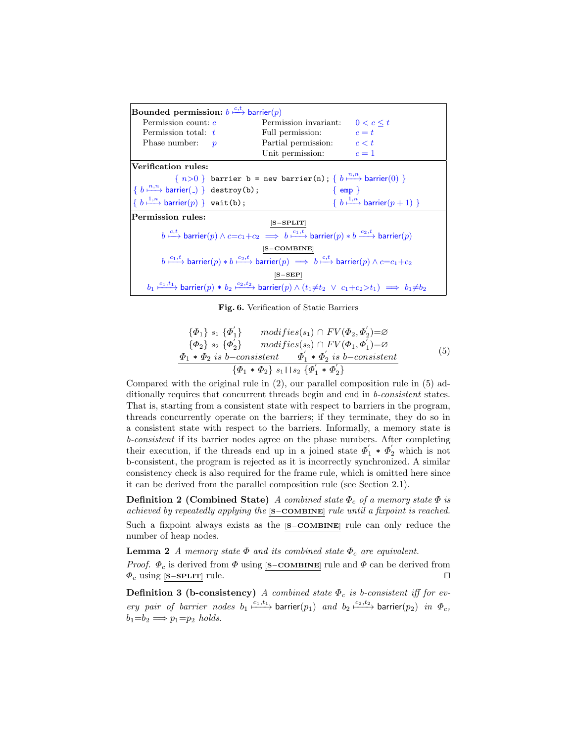**Bounded permission:** $b \xmapsto{c,t} \mathsf{barrier}(p)$

| | | | |
|---|---|---|---|
| Permission count: | $c$ | Permission invariant: | $0 < c \leq t$ |
| Permission total: | $t$ | Full permission: | $c = t$ |
| Phase number: | $p$ | Partial permission: | $c < t$ |
| | | Unit permission: | $c = 1$ |

**Verification rules:**

$\{\ n{>}0\ \}$ `barrier b = new barrier(n);` $\{\ b \xmapsto{n,n} \mathsf{barrier}(0)\ \}$

$\{\ b \xmapsto{n,n} \mathsf{barrier}(\_)\ \}$ `destroy(b);` $\{\ \mathsf{emp}\ \}$

$\{\ b \xmapsto{1,n} \mathsf{barrier}(p)\ \}$ `wait(b);` $\{\ b \xmapsto{1,n} \mathsf{barrier}(p+1)\ \}$

**Permission rules:**

[S−SPLIT]

$$b \xmapsto{c,t} \mathsf{barrier}(p) \wedge c{=}c_1{+}c_2 \implies b \xmapsto{c_1,t} \mathsf{barrier}(p) * b \xmapsto{c_2,t} \mathsf{barrier}(p)$$

[S−COMBINE]

$$b \xmapsto{c_1,t} \mathsf{barrier}(p) * b \xmapsto{c_2,t} \mathsf{barrier}(p) \implies b \xmapsto{c,t} \mathsf{barrier}(p) \wedge c{=}c_1{+}c_2$$

[S−SEP]

$$b_1 \xmapsto{c_1,t_1} \mathsf{barrier}(p) * b_2 \xmapsto{c_2,t_2} \mathsf{barrier}(p) \wedge (t_1{\neq}t_2 \ \vee\ c_1{+}c_2{>}t_1) \implies b_1{\neq}b_2$$

**Fig. 6.** Verification of Static Barriers

$$\frac{\begin{array}{cc}\{\Phi_1\}\ s_1\ \{\Phi_1^{'}\} & modifies(s_1) \cap FV(\Phi_2, \Phi_2^{'}){=}\varnothing \\ \{\Phi_2\}\ s_2\ \{\Phi_2^{'}\} & modifies(s_2) \cap FV(\Phi_1, \Phi_1^{'}){=}\varnothing \\ \Phi_1 * \Phi_2\ is\ b{-}consistent & \Phi_1^{'} * \Phi_2^{'}\ is\ b{-}consistent\end{array}}{\{\Phi_1 * \Phi_2\}\ s_1 \,||\, s_2\ \{\Phi_1^{'} * \Phi_2^{'}\}} \tag{5}$$

Compared with the original rule in (2), our parallel composition rule in (5) additionally requires that concurrent threads begin and end in *b-consistent* states. That is, starting from a consistent state with respect to barriers in the program, threads concurrently operate on the barriers; if they terminate, they do so in a consistent state with respect to the barriers. Informally, a memory state is *b-consistent* if its barrier nodes agree on the phase numbers. After completing their execution, if the threads end up in a joined state $\Phi_1^{'} * \Phi_2^{'}$ which is not b-consistent, the program is rejected as it is incorrectly synchronized. A similar consistency check is also required for the frame rule, which is omitted here since it can be derived from the parallel composition rule (see Section 2.1).

**Definition 2 (Combined State)** *A combined state $\Phi_c$ of a memory state $\Phi$ is achieved by repeatedly applying the* [S−COMBINE] *rule until a fixpoint is reached.*

Such a fixpoint always exists as the [S−COMBINE] rule can only reduce the number of heap nodes.

**Lemma 2** *A memory state $\Phi$ and its combined state $\Phi_c$ are equivalent.*

*Proof.* $\Phi_c$ is derived from $\Phi$ using [S−COMBINE] rule and $\Phi$ can be derived from $\Phi_c$ using [S−SPLIT] rule. □

**Definition 3 (b-consistency)** *A combined state $\Phi_c$ is b-consistent iff for every pair of barrier nodes $b_1 \xmapsto{c_1,t_1} \mathsf{barrier}(p_1)$ and $b_2 \xmapsto{c_2,t_2} \mathsf{barrier}(p_2)$ in $\Phi_c$, $b_1{=}b_2 \implies p_1{=}p_2$ holds.*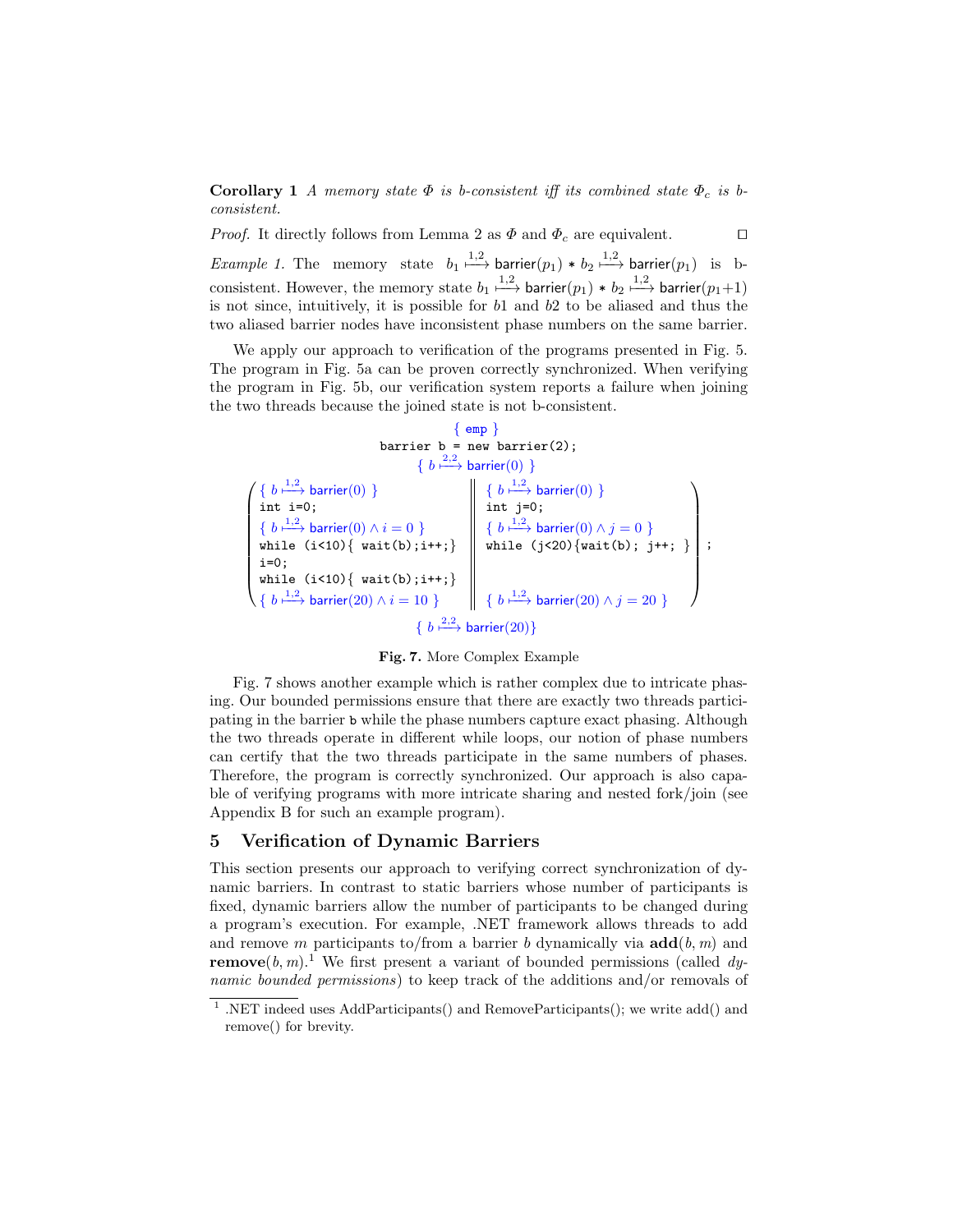**Corollary 1** *A memory state $\Phi$ is b-consistent iff its combined state $\Phi_c$ is b-consistent.*

*Proof.* It directly follows from Lemma 2 as $\Phi$ and $\Phi_c$ are equivalent. $\square$

*Example 1.* The memory state $b_1 \overset{1,2}{\longmapsto} \mathsf{barrier}(p_1) * b_2 \overset{1,2}{\longmapsto} \mathsf{barrier}(p_1)$ is b-consistent. However, the memory state $b_1 \overset{1,2}{\longmapsto} \mathsf{barrier}(p_1) * b_2 \overset{1,2}{\longmapsto} \mathsf{barrier}(p_1{+}1)$ is not since, intuitively, it is possible for $b1$ and $b2$ to be aliased and thus the two aliased barrier nodes have inconsistent phase numbers on the same barrier.

We apply our approach to verification of the programs presented in Fig. 5. The program in Fig. 5a can be proven correctly synchronized. When verifying the program in Fig. 5b, our verification system reports a failure when joining the two threads because the joined state is not b-consistent.

```
{ emp }
barrier b = new barrier(2);
{ b ↦(2,2) barrier(0) }
(
  Thread 1:                                   ||  Thread 2:
  { b ↦(1,2) barrier(0) }                     ||  { b ↦(1,2) barrier(0) }
  int i=0;                                    ||  int j=0;
  { b ↦(1,2) barrier(0) ∧ i = 0 }             ||  { b ↦(1,2) barrier(0) ∧ j = 0 }
  while (i<10){ wait(b);i++;}                 ||  while (j<20){wait(b); j++; }
  i=0;                                        ||
  while (i<10){ wait(b);i++;}                 ||
  { b ↦(1,2) barrier(20) ∧ i = 10 }           ||  { b ↦(1,2) barrier(20) ∧ j = 20 }
);
{ b ↦(2,2) barrier(20)}
```

**Fig. 7.** More Complex Example

Fig. 7 shows another example which is rather complex due to intricate phasing. Our bounded permissions ensure that there are exactly two threads participating in the barrier `b` while the phase numbers capture exact phasing. Although the two threads operate in different while loops, our notion of phase numbers can certify that the two threads participate in the same numbers of phases. Therefore, the program is correctly synchronized. Our approach is also capable of verifying programs with more intricate sharing and nested fork/join (see Appendix B for such an example program).

## 5 Verification of Dynamic Barriers

This section presents our approach to verifying correct synchronization of dynamic barriers. In contrast to static barriers whose number of participants is fixed, dynamic barriers allow the number of participants to be changed during a program's execution. For example, .NET framework allows threads to add and remove $m$ participants to/from a barrier $b$ dynamically via **add**$(b,m)$ and **remove**$(b,m)$.[1] We first present a variant of bounded permissions (called *dynamic bounded permissions*) to keep track of the additions and/or removals of

[1] .NET indeed uses AddParticipants() and RemoveParticipants(); we write add() and remove() for brevity.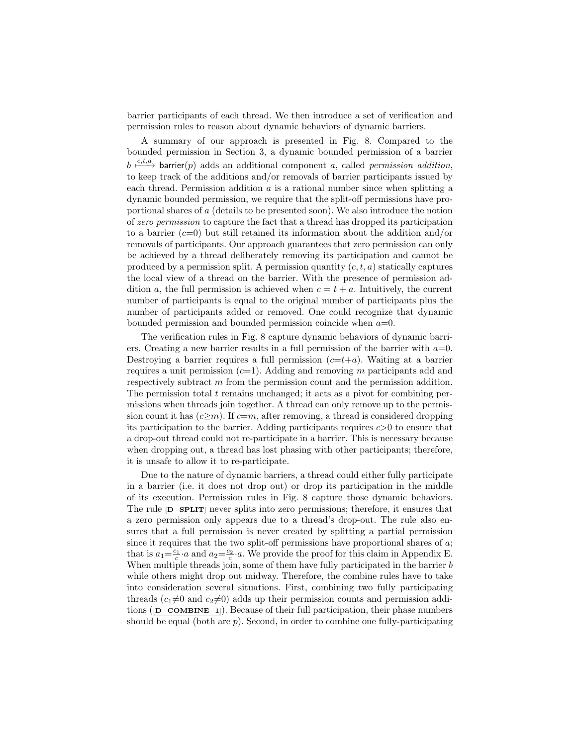barrier participants of each thread. We then introduce a set of verification and permission rules to reason about dynamic behaviors of dynamic barriers.

A summary of our approach is presented in Fig. 8. Compared to the bounded permission in Section 3, a dynamic bounded permission of a barrier $b \xmapsto{c,t,a} \mathsf{barrier}(p)$ adds an additional component $a$, called *permission addition*, to keep track of the additions and/or removals of barrier participants issued by each thread. Permission addition $a$ is a rational number since when splitting a dynamic bounded permission, we require that the split-off permissions have proportional shares of $a$ (details to be presented soon). We also introduce the notion of *zero permission* to capture the fact that a thread has dropped its participation to a barrier ($c{=}0$) but still retained its information about the addition and/or removals of participants. Our approach guarantees that zero permission can only be achieved by a thread deliberately removing its participation and cannot be produced by a permission split. A permission quantity $(c, t, a)$ statically captures the local view of a thread on the barrier. With the presence of permission addition $a$, the full permission is achieved when $c = t + a$. Intuitively, the current number of participants is equal to the original number of participants plus the number of participants added or removed. One could recognize that dynamic bounded permission and bounded permission coincide when $a{=}0$.

The verification rules in Fig. 8 capture dynamic behaviors of dynamic barriers. Creating a new barrier results in a full permission of the barrier with $a{=}0$. Destroying a barrier requires a full permission ($c{=}t{+}a$). Waiting at a barrier requires a unit permission ($c{=}1$). Adding and removing $m$ participants add and respectively subtract $m$ from the permission count and the permission addition. The permission total $t$ remains unchanged; it acts as a pivot for combining permissions when threads join together. A thread can only remove up to the permission count it has ($c{\geq}m$). If $c{=}m$, after removing, a thread is considered dropping its participation to the barrier. Adding participants requires $c{>}0$ to ensure that a drop-out thread could not re-participate in a barrier. This is necessary because when dropping out, a thread has lost phasing with other participants; therefore, it is unsafe to allow it to re-participate.

Due to the nature of dynamic barriers, a thread could either fully participate in a barrier (i.e. it does not drop out) or drop its participation in the middle of its execution. Permission rules in Fig. 8 capture those dynamic behaviors. The rule [**D−SPLIT**] never splits into zero permissions; therefore, it ensures that a zero permission only appears due to a thread's drop-out. The rule also ensures that a full permission is never created by splitting a partial permission since it requires that the two split-off permissions have proportional shares of $a$; that is $a_1{=}\frac{c_1}{c}{\cdot}a$ and $a_2{=}\frac{c_2}{c}{\cdot}a$. We provide the proof for this claim in Appendix E. When multiple threads join, some of them have fully participated in the barrier $b$ while others might drop out midway. Therefore, the combine rules have to take into consideration several situations. First, combining two fully participating threads ($c_1{\neq}0$ and $c_2{\neq}0$) adds up their permission counts and permission additions ([**D−COMBINE−1**]). Because of their full participation, their phase numbers should be equal (both are $p$). Second, in order to combine one fully-participating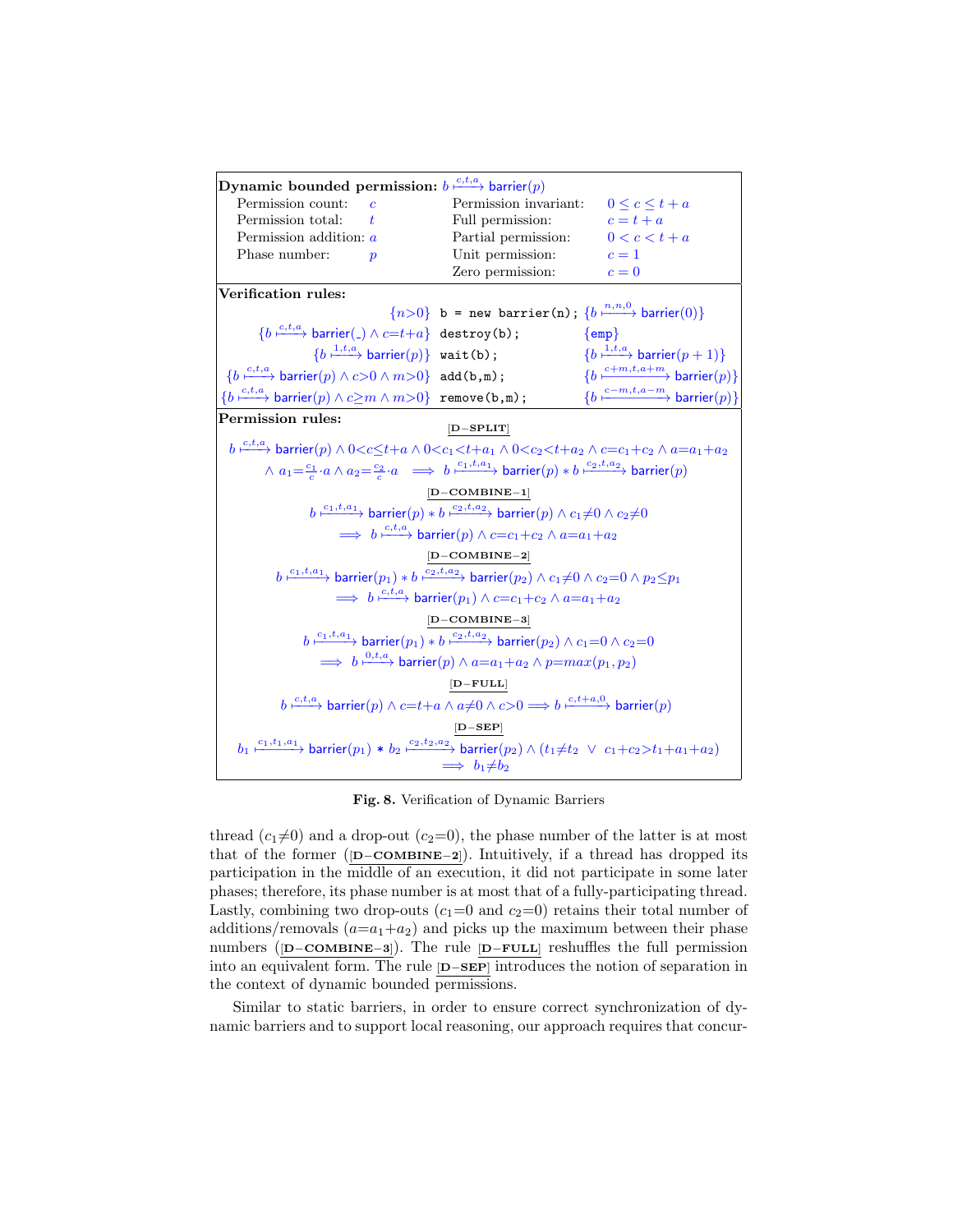**Dynamic bounded permission:** $b \xrightarrow{c,t,a} \mathsf{barrier}(p)$

| | | | |
|---|---|---|---|
| Permission count: | $c$ | Permission invariant: | $0 \leq c \leq t+a$ |
| Permission total: | $t$ | Full permission: | $c = t+a$ |
| Permission addition: | $a$ | Partial permission: | $0 < c < t+a$ |
| Phase number: | $p$ | Unit permission: | $c = 1$ |
| | | Zero permission: | $c = 0$ |

**Verification rules:**

$$\{n{>}0\}\ \texttt{b = new barrier(n);}\ \{b \xrightarrow{n,n,0} \mathsf{barrier}(0)\}$$

$$\{b \xrightarrow{c,t,a} \mathsf{barrier}(\_) \wedge c{=}t{+}a\}\ \texttt{destroy(b);}\ \{\mathsf{emp}\}$$

$$\{b \xrightarrow{1,t,a} \mathsf{barrier}(p)\}\ \texttt{wait(b);}\ \{b \xrightarrow{1,t,a} \mathsf{barrier}(p+1)\}$$

$$\{b \xrightarrow{c,t,a} \mathsf{barrier}(p) \wedge c{>}0 \wedge m{>}0\}\ \texttt{add(b,m);}\ \{b \xrightarrow{c+m,t,a+m} \mathsf{barrier}(p)\}$$

$$\{b \xrightarrow{c,t,a} \mathsf{barrier}(p) \wedge c{\geq}m \wedge m{>}0\}\ \texttt{remove(b,m);}\ \{b \xrightarrow{c-m,t,a-m} \mathsf{barrier}(p)\}$$

**Permission rules:**

[D−SPLIT]

$$b \xrightarrow{c,t,a} \mathsf{barrier}(p) \wedge 0{<}c{\leq}t{+}a \wedge 0{<}c_1{<}t{+}a_1 \wedge 0{<}c_2{<}t{+}a_2 \wedge c{=}c_1{+}c_2 \wedge a{=}a_1{+}a_2 \wedge a_1{=}\tfrac{c_1}{c}{\cdot}a \wedge a_2{=}\tfrac{c_2}{c}{\cdot}a \implies b \xrightarrow{c_1,t,a_1} \mathsf{barrier}(p) * b \xrightarrow{c_2,t,a_2} \mathsf{barrier}(p)$$

[D−COMBINE−1]

$$b \xrightarrow{c_1,t,a_1} \mathsf{barrier}(p) * b \xrightarrow{c_2,t,a_2} \mathsf{barrier}(p) \wedge c_1{\neq}0 \wedge c_2{\neq}0 \implies b \xrightarrow{c,t,a} \mathsf{barrier}(p) \wedge c{=}c_1{+}c_2 \wedge a{=}a_1{+}a_2$$

[D−COMBINE−2]

$$b \xrightarrow{c_1,t,a_1} \mathsf{barrier}(p_1) * b \xrightarrow{c_2,t,a_2} \mathsf{barrier}(p_2) \wedge c_1{\neq}0 \wedge c_2{=}0 \wedge p_2{\leq}p_1 \implies b \xrightarrow{c,t,a} \mathsf{barrier}(p_1) \wedge c{=}c_1{+}c_2 \wedge a{=}a_1{+}a_2$$

[D−COMBINE−3]

$$b \xrightarrow{c_1,t,a_1} \mathsf{barrier}(p_1) * b \xrightarrow{c_2,t,a_2} \mathsf{barrier}(p_2) \wedge c_1{=}0 \wedge c_2{=}0 \implies b \xrightarrow{0,t,a} \mathsf{barrier}(p) \wedge a{=}a_1{+}a_2 \wedge p{=}max(p_1,p_2)$$

[D−FULL]

$$b \xrightarrow{c,t,a} \mathsf{barrier}(p) \wedge c{=}t{+}a \wedge a{\neq}0 \wedge c{>}0 \implies b \xrightarrow{c,t+a,0} \mathsf{barrier}(p)$$

[D−SEP]

$$b_1 \xrightarrow{c_1,t_1,a_1} \mathsf{barrier}(p_1) * b_2 \xrightarrow{c_2,t_2,a_2} \mathsf{barrier}(p_2) \wedge (t_1{\neq}t_2 \ \vee\ c_1{+}c_2{>}t_1{+}a_1{+}a_2) \implies b_1{\neq}b_2$$

**Fig. 8.** Verification of Dynamic Barriers

thread ($c_1{\neq}0$) and a drop-out ($c_2{=}0$), the phase number of the latter is at most that of the former ([D−COMBINE−2]). Intuitively, if a thread has dropped its participation in the middle of an execution, it did not participate in some later phases; therefore, its phase number is at most that of a fully-participating thread. Lastly, combining two drop-outs ($c_1{=}0$ and $c_2{=}0$) retains their total number of additions/removals ($a{=}a_1{+}a_2$) and picks up the maximum between their phase numbers ([D−COMBINE−3]). The rule [D−FULL] reshuffles the full permission into an equivalent form. The rule [D−SEP] introduces the notion of separation in the context of dynamic bounded permissions.

Similar to static barriers, in order to ensure correct synchronization of dynamic barriers and to support local reasoning, our approach requires that concur-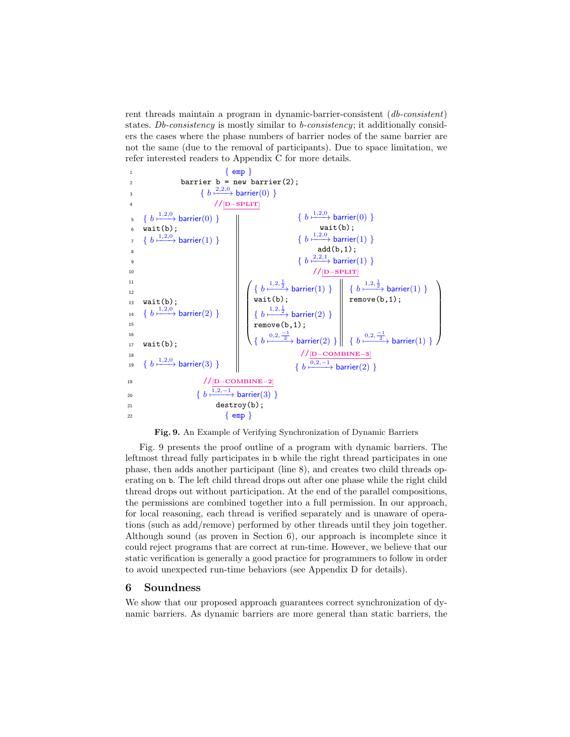rent threads maintain a program in dynamic-barrier-consistent (*db-consistent*) states. *Db-consistency* is mostly similar to *b-consistency*; it additionally considers the cases where the phase numbers of barrier nodes of the same barrier are not the same (due to the removal of participants). Due to space limitation, we refer interested readers to Appendix C for more details.

```
1                      { emp }
2            barrier b = new barrier(2);
3                 { b ↦^{2,2,0} barrier(0) }
4                    //[D−SPLIT]
5  { b ↦^{1,2,0} barrier(0) }  ||            { b ↦^{1,2,0} barrier(0) }
6  wait(b);                    ||              wait(b);
7  { b ↦^{1,2,0} barrier(1) }  ||            { b ↦^{1,2,0} barrier(1) }
8                              ||              add(b,1);
9                              ||            { b ↦^{2,2,1} barrier(1) }
10                             ||               //[D−SPLIT]
11                             || ( { b ↦^{1,2,1/2} barrier(1) }  || { b ↦^{1,2,1/2} barrier(1) } )
12                             || ( wait(b);                      || remove(b,1);                  )
13 wait(b);                    || ( { b ↦^{1,2,1/2} barrier(2) }  ||                               )
14 { b ↦^{1,2,0} barrier(2) }  || ( remove(b,1);                  ||                               )
15                             || ( { b ↦^{0,2,−1/2} barrier(2) } || { b ↦^{0,2,−1/2} barrier(1) } )
16                             ||
17 wait(b);                    ||               //[D−COMBINE−3]
18                             ||            { b ↦^{0,2,−1} barrier(2) }
19 { b ↦^{1,2,0} barrier(3) }  ||
19                   //[D−COMBINE−2]
20                { b ↦^{1,2,−1} barrier(3) }
21                      destroy(b);
22                       { emp }
```

**Fig. 9.** An Example of Verifying Synchronization of Dynamic Barriers

Fig. 9 presents the proof outline of a program with dynamic barriers. The leftmost thread fully participates in b while the right thread participates in one phase, then adds another participant (line 8), and creates two child threads operating on b. The left child thread drops out after one phase while the right child thread drops out without participation. At the end of the parallel compositions, the permissions are combined together into a full permission. In our approach, for local reasoning, each thread is verified separately and is unaware of operations (such as add/remove) performed by other threads until they join together. Although sound (as proven in Section 6), our approach is incomplete since it could reject programs that are correct at run-time. However, we believe that our static verification is generally a good practice for programmers to follow in order to avoid unexpected run-time behaviors (see Appendix D for details).

## 6 Soundness

We show that our proposed approach guarantees correct synchronization of dynamic barriers. As dynamic barriers are more general than static barriers, the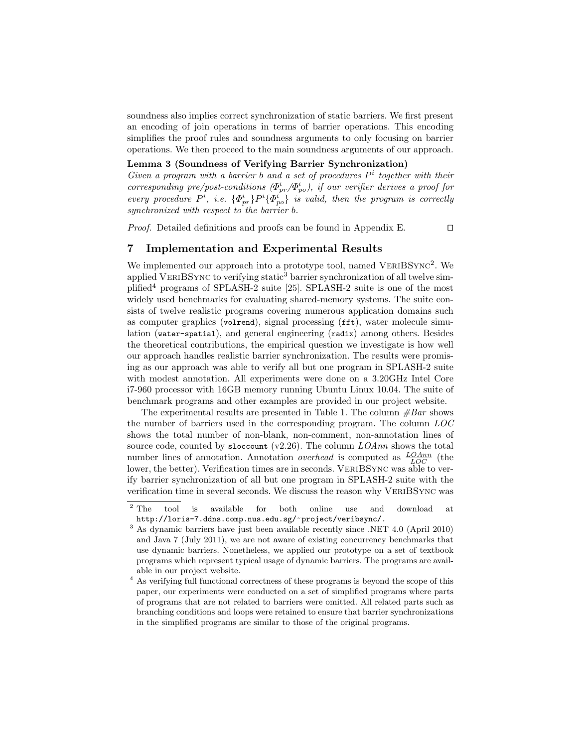soundness also implies correct synchronization of static barriers. We first present an encoding of join operations in terms of barrier operations. This encoding simplifies the proof rules and soundness arguments to only focusing on barrier operations. We then proceed to the main soundness arguments of our approach.

**Lemma 3 (Soundness of Verifying Barrier Synchronization)**
*Given a program with a barrier b and a set of procedures $P^i$ together with their corresponding pre/post-conditions ($\Phi^i_{pr}/\Phi^i_{po}$), if our verifier derives a proof for every procedure $P^i$, i.e. $\{\Phi^i_{pr}\}P^i\{\Phi^i_{po}\}$ is valid, then the program is correctly synchronized with respect to the barrier b.*

*Proof.* Detailed definitions and proofs can be found in Appendix E. □

## 7 Implementation and Experimental Results

We implemented our approach into a prototype tool, named VeriBSync[2]. We applied VeriBSync to verifying static[3] barrier synchronization of all twelve simplified[4] programs of SPLASH-2 suite [25]. SPLASH-2 suite is one of the most widely used benchmarks for evaluating shared-memory systems. The suite consists of twelve realistic programs covering numerous application domains such as computer graphics (`volrend`), signal processing (`fft`), water molecule simulation (`water-spatial`), and general engineering (`radix`) among others. Besides the theoretical contributions, the empirical question we investigate is how well our approach handles realistic barrier synchronization. The results were promising as our approach was able to verify all but one program in SPLASH-2 suite with modest annotation. All experiments were done on a 3.20GHz Intel Core i7-960 processor with 16GB memory running Ubuntu Linux 10.04. The suite of benchmark programs and other examples are provided in our project website.

The experimental results are presented in Table 1. The column *#Bar* shows the number of barriers used in the corresponding program. The column *LOC* shows the total number of non-blank, non-comment, non-annotation lines of source code, counted by `sloccount` (v2.26). The column *LOAnn* shows the total number lines of annotation. Annotation *overhead* is computed as $\frac{LOAnn}{LOC}$ (the lower, the better). Verification times are in seconds. VeriBSync was able to verify barrier synchronization of all but one program in SPLASH-2 suite with the verification time in several seconds. We discuss the reason why VeriBSync was

---

[2] The tool is available for both online use and download at `http://loris-7.ddns.comp.nus.edu.sg/~project/veribsync/`.

[3] As dynamic barriers have just been available recently since .NET 4.0 (April 2010) and Java 7 (July 2011), we are not aware of existing concurrency benchmarks that use dynamic barriers. Nonetheless, we applied our prototype on a set of textbook programs which represent typical usage of dynamic barriers. The programs are available in our project website.

[4] As verifying full functional correctness of these programs is beyond the scope of this paper, our experiments were conducted on a set of simplified programs where parts of programs that are not related to barriers were omitted. All related parts such as branching conditions and loops were retained to ensure that barrier synchronizations in the simplified programs are similar to those of the original programs.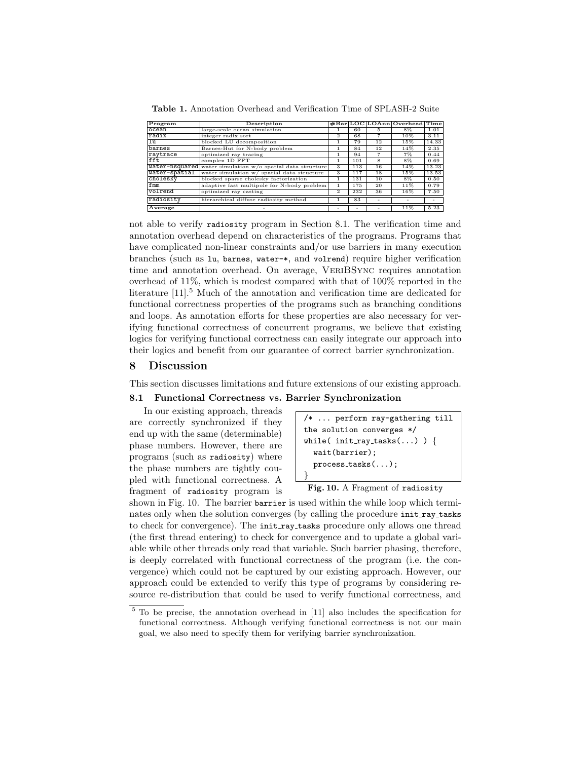**Table 1.** Annotation Overhead and Verification Time of SPLASH-2 Suite

| Program | Description | #Bar | LOC | LOAnn | Overhead | Time |
|---|---|---|---|---|---|---|
| ocean | large-scale ocean simulation | 1 | 60 | 5 | 8% | 1.01 |
| radix | integer radix sort | 2 | 68 | 7 | 10% | 3.11 |
| lu | blocked LU decomposition | 1 | 79 | 12 | 15% | 14.33 |
| barnes | Barnes-Hut for N-body problem | 1 | 84 | 12 | 14% | 2.35 |
| raytrace | optimized ray tracing | 1 | 94 | 7 | 7% | 0.44 |
| fft | complex 1D FFT | 1 | 101 | 8 | 8% | 0.69 |
| water-nsquared | water simulation w/o spatial data structure | 3 | 113 | 16 | 14% | 13.23 |
| water-spatial | water simulation w/ spatial data structure | 3 | 117 | 18 | 15% | 13.53 |
| cholesky | blocked sparse cholesky factorization | 1 | 131 | 10 | 8% | 0.50 |
| fmm | adaptive fast multipole for N-body problem | 1 | 175 | 20 | 11% | 0.79 |
| volrend | optimized ray casting | 2 | 232 | 36 | 16% | 7.50 |
| radiosity | hierarchical diffuse radiosity method | 1 | 83 | - | - | - |
| **Average** | - | - | - | - | 11% | 5.23 |

not able to verify radiosity program in Section 8.1. The verification time and annotation overhead depend on characteristics of the programs. Programs that have complicated non-linear constraints and/or use barriers in many execution branches (such as lu, barnes, water-*, and volrend) require higher verification time and annotation overhead. On average, VeriBSync requires annotation overhead of 11%, which is modest compared with that of 100% reported in the literature [11].[5] Much of the annotation and verification time are dedicated for functional correctness properties of the programs such as branching conditions and loops. As annotation efforts for these properties are also necessary for verifying functional correctness of concurrent programs, we believe that existing logics for verifying functional correctness can easily integrate our approach into their logics and benefit from our guarantee of correct barrier synchronization.

## 8 Discussion

This section discusses limitations and future extensions of our existing approach.

### 8.1 Functional Correctness vs. Barrier Synchronization

In our existing approach, threads are correctly synchronized if they end up with the same (determinable) phase numbers. However, there are programs (such as radiosity) where the phase numbers are tightly coupled with functional correctness. A fragment of radiosity program is shown in Fig. 10.

```
/* ... perform ray-gathering till
the solution converges */
while( init_ray_tasks(...) ) {
  wait(barrier);
  process_tasks(...);
}
```

**Fig. 10.** A Fragment of radiosity

The barrier barrier is used within the while loop which terminates only when the solution converges (by calling the procedure init_ray_tasks to check for convergence). The init_ray_tasks procedure only allows one thread (the first thread entering) to check for convergence and to update a global variable while other threads only read that variable. Such barrier phasing, therefore, is deeply correlated with functional correctness of the program (i.e. the convergence) which could not be captured by our existing approach. However, our approach could be extended to verify this type of programs by considering resource re-distribution that could be used to verify functional correctness, and

[5] To be precise, the annotation overhead in [11] also includes the specification for functional correctness. Although verifying functional correctness is not our main goal, we also need to specify them for verifying barrier synchronization.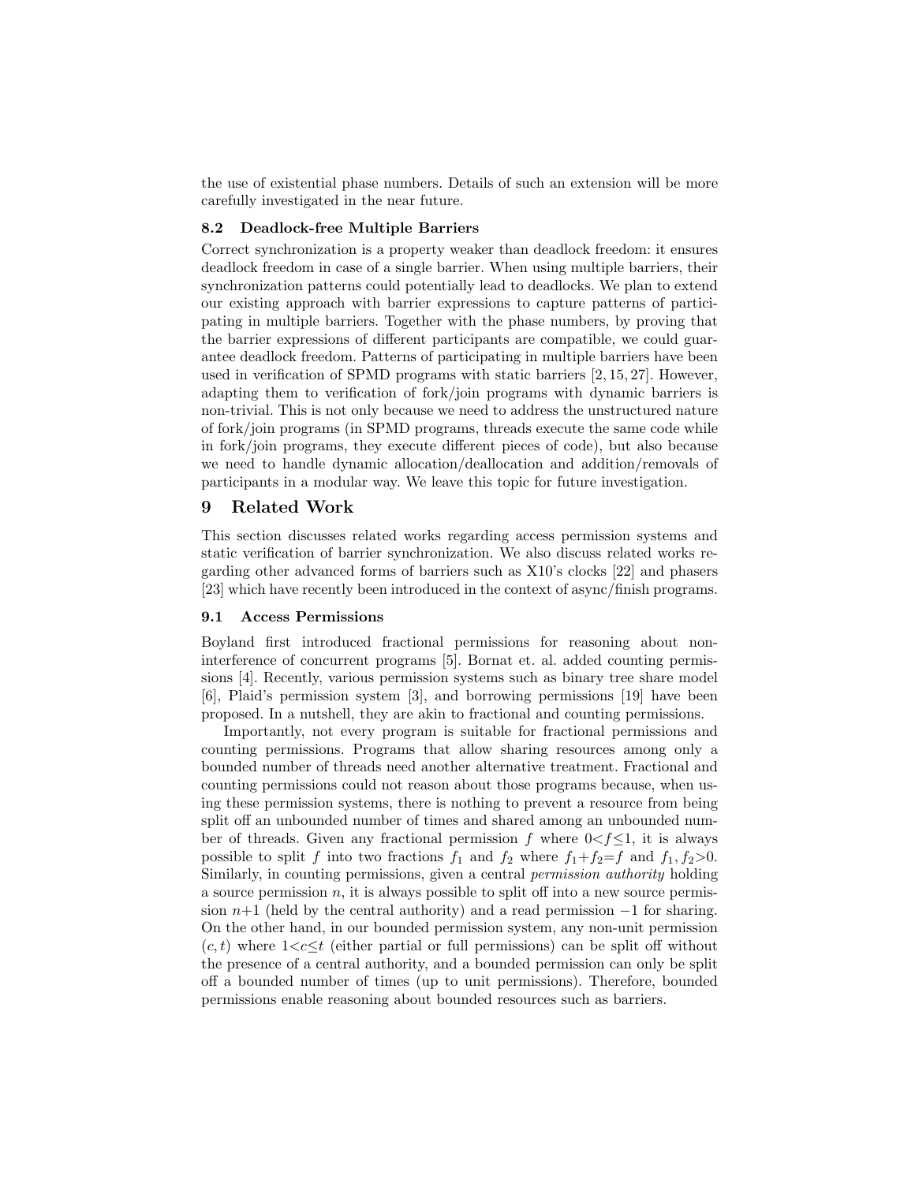the use of existential phase numbers. Details of such an extension will be more carefully investigated in the near future.

### 8.2 Deadlock-free Multiple Barriers

Correct synchronization is a property weaker than deadlock freedom: it ensures deadlock freedom in case of a single barrier. When using multiple barriers, their synchronization patterns could potentially lead to deadlocks. We plan to extend our existing approach with barrier expressions to capture patterns of participating in multiple barriers. Together with the phase numbers, by proving that the barrier expressions of different participants are compatible, we could guarantee deadlock freedom. Patterns of participating in multiple barriers have been used in verification of SPMD programs with static barriers [2, 15, 27]. However, adapting them to verification of fork/join programs with dynamic barriers is non-trivial. This is not only because we need to address the unstructured nature of fork/join programs (in SPMD programs, threads execute the same code while in fork/join programs, they execute different pieces of code), but also because we need to handle dynamic allocation/deallocation and addition/removals of participants in a modular way. We leave this topic for future investigation.

## 9 Related Work

This section discusses related works regarding access permission systems and static verification of barrier synchronization. We also discuss related works regarding other advanced forms of barriers such as X10's clocks [22] and phasers [23] which have recently been introduced in the context of async/finish programs.

### 9.1 Access Permissions

Boyland first introduced fractional permissions for reasoning about non-interference of concurrent programs [5]. Bornat et. al. added counting permissions [4]. Recently, various permission systems such as binary tree share model [6], Plaid's permission system [3], and borrowing permissions [19] have been proposed. In a nutshell, they are akin to fractional and counting permissions.

Importantly, not every program is suitable for fractional permissions and counting permissions. Programs that allow sharing resources among only a bounded number of threads need another alternative treatment. Fractional and counting permissions could not reason about those programs because, when using these permission systems, there is nothing to prevent a resource from being split off an unbounded number of times and shared among an unbounded number of threads. Given any fractional permission $f$ where $0<f\leq 1$, it is always possible to split $f$ into two fractions $f_1$ and $f_2$ where $f_1+f_2=f$ and $f_1, f_2>0$. Similarly, in counting permissions, given a central *permission authority* holding a source permission $n$, it is always possible to split off into a new source permission $n+1$ (held by the central authority) and a read permission $-1$ for sharing. On the other hand, in our bounded permission system, any non-unit permission $(c, t)$ where $1<c\leq t$ (either partial or full permissions) can be split off without the presence of a central authority, and a bounded permission can only be split off a bounded number of times (up to unit permissions). Therefore, bounded permissions enable reasoning about bounded resources such as barriers.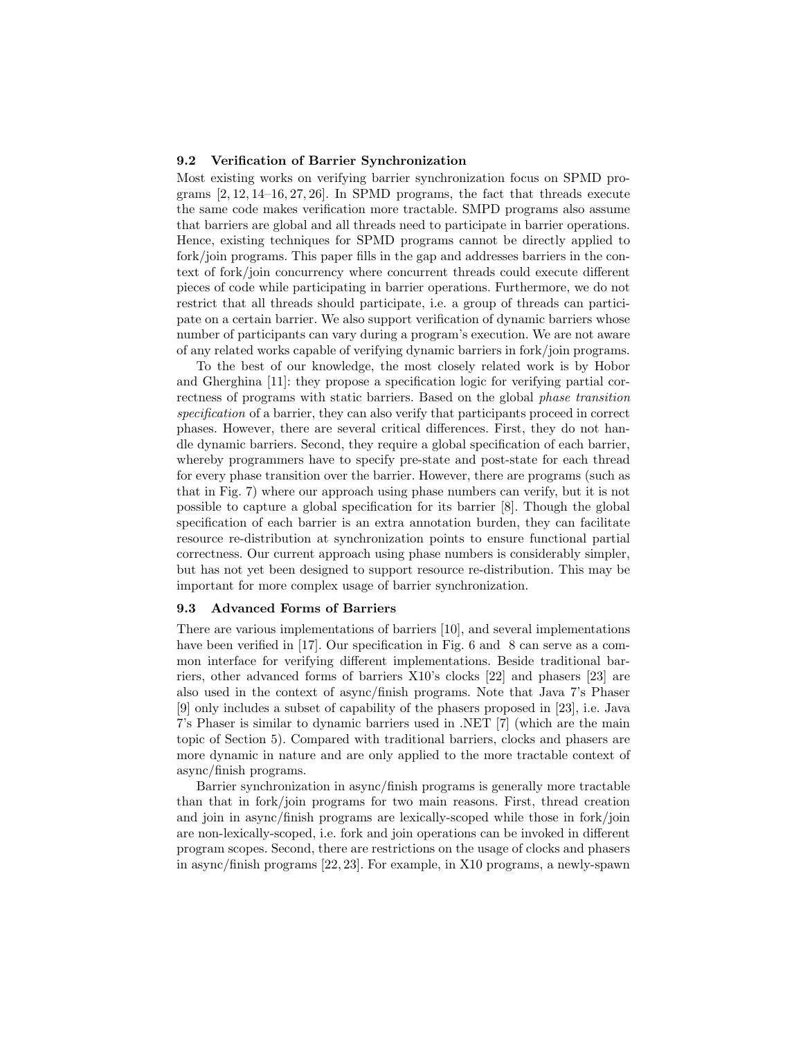### 9.2 Verification of Barrier Synchronization

Most existing works on verifying barrier synchronization focus on SPMD programs [2, 12, 14–16, 27, 26]. In SPMD programs, the fact that threads execute the same code makes verification more tractable. SMPD programs also assume that barriers are global and all threads need to participate in barrier operations. Hence, existing techniques for SPMD programs cannot be directly applied to fork/join programs. This paper fills in the gap and addresses barriers in the context of fork/join concurrency where concurrent threads could execute different pieces of code while participating in barrier operations. Furthermore, we do not restrict that all threads should participate, i.e. a group of threads can participate on a certain barrier. We also support verification of dynamic barriers whose number of participants can vary during a program's execution. We are not aware of any related works capable of verifying dynamic barriers in fork/join programs.

To the best of our knowledge, the most closely related work is by Hobor and Gherghina [11]: they propose a specification logic for verifying partial correctness of programs with static barriers. Based on the global *phase transition specification* of a barrier, they can also verify that participants proceed in correct phases. However, there are several critical differences. First, they do not handle dynamic barriers. Second, they require a global specification of each barrier, whereby programmers have to specify pre-state and post-state for each thread for every phase transition over the barrier. However, there are programs (such as that in Fig. 7) where our approach using phase numbers can verify, but it is not possible to capture a global specification for its barrier [8]. Though the global specification of each barrier is an extra annotation burden, they can facilitate resource re-distribution at synchronization points to ensure functional partial correctness. Our current approach using phase numbers is considerably simpler, but has not yet been designed to support resource re-distribution. This may be important for more complex usage of barrier synchronization.

### 9.3 Advanced Forms of Barriers

There are various implementations of barriers [10], and several implementations have been verified in [17]. Our specification in Fig. 6 and 8 can serve as a common interface for verifying different implementations. Beside traditional barriers, other advanced forms of barriers X10's clocks [22] and phasers [23] are also used in the context of async/finish programs. Note that Java 7's Phaser [9] only includes a subset of capability of the phasers proposed in [23], i.e. Java 7's Phaser is similar to dynamic barriers used in .NET [7] (which are the main topic of Section 5). Compared with traditional barriers, clocks and phasers are more dynamic in nature and are only applied to the more tractable context of async/finish programs.

Barrier synchronization in async/finish programs is generally more tractable than that in fork/join programs for two main reasons. First, thread creation and join in async/finish programs are lexically-scoped while those in fork/join are non-lexically-scoped, i.e. fork and join operations can be invoked in different program scopes. Second, there are restrictions on the usage of clocks and phasers in async/finish programs [22, 23]. For example, in X10 programs, a newly-spawn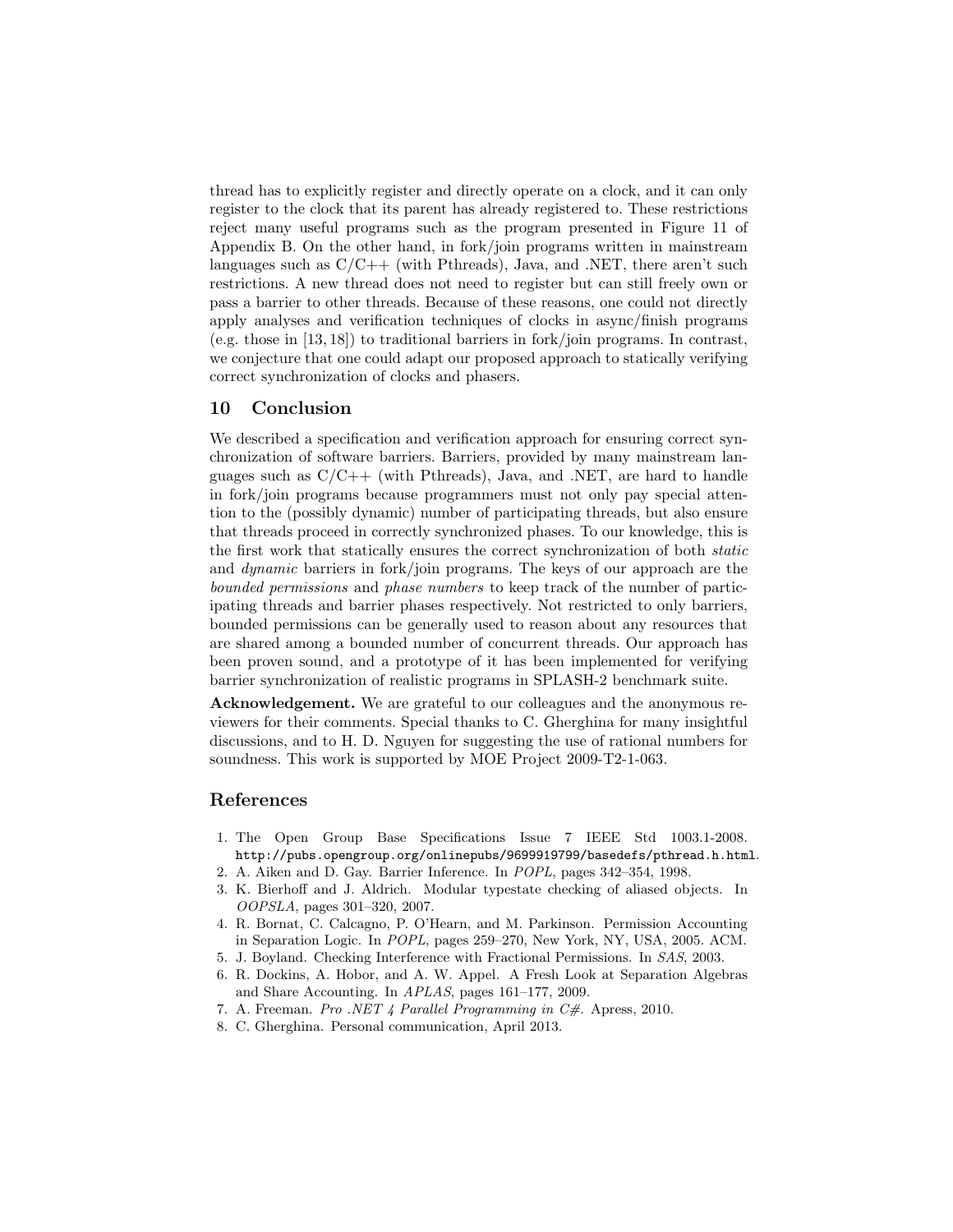thread has to explicitly register and directly operate on a clock, and it can only register to the clock that its parent has already registered to. These restrictions reject many useful programs such as the program presented in Figure 11 of Appendix B. On the other hand, in fork/join programs written in mainstream languages such as C/C++ (with Pthreads), Java, and .NET, there aren't such restrictions. A new thread does not need to register but can still freely own or pass a barrier to other threads. Because of these reasons, one could not directly apply analyses and verification techniques of clocks in async/finish programs (e.g. those in [13, 18]) to traditional barriers in fork/join programs. In contrast, we conjecture that one could adapt our proposed approach to statically verifying correct synchronization of clocks and phasers.

## 10 Conclusion

We described a specification and verification approach for ensuring correct synchronization of software barriers. Barriers, provided by many mainstream languages such as C/C++ (with Pthreads), Java, and .NET, are hard to handle in fork/join programs because programmers must not only pay special attention to the (possibly dynamic) number of participating threads, but also ensure that threads proceed in correctly synchronized phases. To our knowledge, this is the first work that statically ensures the correct synchronization of both *static* and *dynamic* barriers in fork/join programs. The keys of our approach are the *bounded permissions* and *phase numbers* to keep track of the number of participating threads and barrier phases respectively. Not restricted to only barriers, bounded permissions can be generally used to reason about any resources that are shared among a bounded number of concurrent threads. Our approach has been proven sound, and a prototype of it has been implemented for verifying barrier synchronization of realistic programs in SPLASH-2 benchmark suite.

**Acknowledgement.** We are grateful to our colleagues and the anonymous reviewers for their comments. Special thanks to C. Gherghina for many insightful discussions, and to H. D. Nguyen for suggesting the use of rational numbers for soundness. This work is supported by MOE Project 2009-T2-1-063.

## References

1. The Open Group Base Specifications Issue 7 IEEE Std 1003.1-2008. http://pubs.opengroup.org/onlinepubs/9699919799/basedefs/pthread.h.html.
2. A. Aiken and D. Gay. Barrier Inference. In *POPL*, pages 342–354, 1998.
3. K. Bierhoff and J. Aldrich. Modular typestate checking of aliased objects. In *OOPSLA*, pages 301–320, 2007.
4. R. Bornat, C. Calcagno, P. O'Hearn, and M. Parkinson. Permission Accounting in Separation Logic. In *POPL*, pages 259–270, New York, NY, USA, 2005. ACM.
5. J. Boyland. Checking Interference with Fractional Permissions. In *SAS*, 2003.
6. R. Dockins, A. Hobor, and A. W. Appel. A Fresh Look at Separation Algebras and Share Accounting. In *APLAS*, pages 161–177, 2009.
7. A. Freeman. *Pro .NET 4 Parallel Programming in C#*. Apress, 2010.
8. C. Gherghina. Personal communication, April 2013.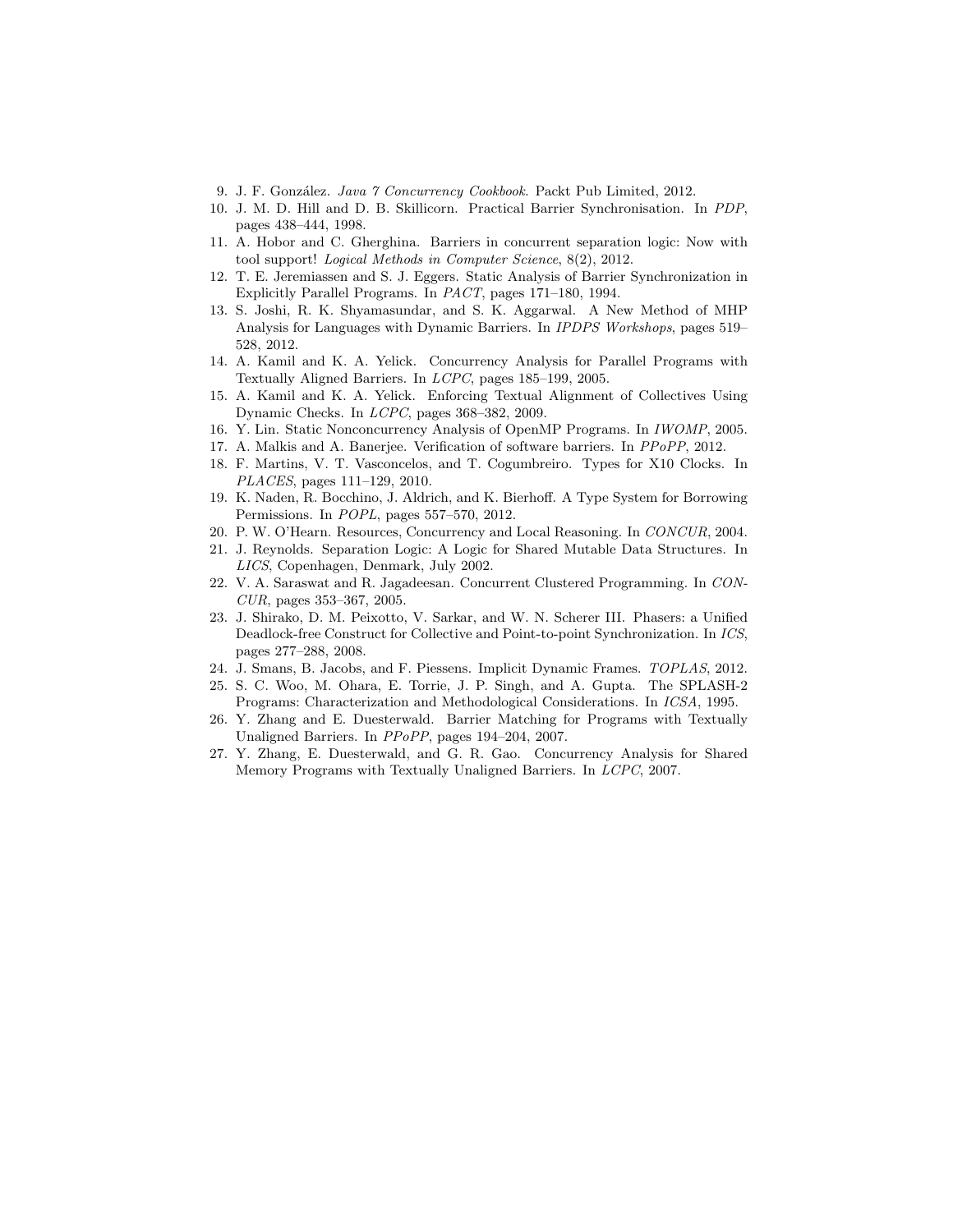9. J. F. González. *Java 7 Concurrency Cookbook*. Packt Pub Limited, 2012.
10. J. M. D. Hill and D. B. Skillicorn. Practical Barrier Synchronisation. In *PDP*, pages 438–444, 1998.
11. A. Hobor and C. Gherghina. Barriers in concurrent separation logic: Now with tool support! *Logical Methods in Computer Science*, 8(2), 2012.
12. T. E. Jeremiassen and S. J. Eggers. Static Analysis of Barrier Synchronization in Explicitly Parallel Programs. In *PACT*, pages 171–180, 1994.
13. S. Joshi, R. K. Shyamasundar, and S. K. Aggarwal. A New Method of MHP Analysis for Languages with Dynamic Barriers. In *IPDPS Workshops*, pages 519–528, 2012.
14. A. Kamil and K. A. Yelick. Concurrency Analysis for Parallel Programs with Textually Aligned Barriers. In *LCPC*, pages 185–199, 2005.
15. A. Kamil and K. A. Yelick. Enforcing Textual Alignment of Collectives Using Dynamic Checks. In *LCPC*, pages 368–382, 2009.
16. Y. Lin. Static Nonconcurrency Analysis of OpenMP Programs. In *IWOMP*, 2005.
17. A. Malkis and A. Banerjee. Verification of software barriers. In *PPoPP*, 2012.
18. F. Martins, V. T. Vasconcelos, and T. Cogumbreiro. Types for X10 Clocks. In *PLACES*, pages 111–129, 2010.
19. K. Naden, R. Bocchino, J. Aldrich, and K. Bierhoff. A Type System for Borrowing Permissions. In *POPL*, pages 557–570, 2012.
20. P. W. O'Hearn. Resources, Concurrency and Local Reasoning. In *CONCUR*, 2004.
21. J. Reynolds. Separation Logic: A Logic for Shared Mutable Data Structures. In *LICS*, Copenhagen, Denmark, July 2002.
22. V. A. Saraswat and R. Jagadeesan. Concurrent Clustered Programming. In *CONCUR*, pages 353–367, 2005.
23. J. Shirako, D. M. Peixotto, V. Sarkar, and W. N. Scherer III. Phasers: a Unified Deadlock-free Construct for Collective and Point-to-point Synchronization. In *ICS*, pages 277–288, 2008.
24. J. Smans, B. Jacobs, and F. Piessens. Implicit Dynamic Frames. *TOPLAS*, 2012.
25. S. C. Woo, M. Ohara, E. Torrie, J. P. Singh, and A. Gupta. The SPLASH-2 Programs: Characterization and Methodological Considerations. In *ICSA*, 1995.
26. Y. Zhang and E. Duesterwald. Barrier Matching for Programs with Textually Unaligned Barriers. In *PPoPP*, pages 194–204, 2007.
27. Y. Zhang, E. Duesterwald, and G. R. Gao. Concurrency Analysis for Shared Memory Programs with Textually Unaligned Barriers. In *LCPC*, 2007.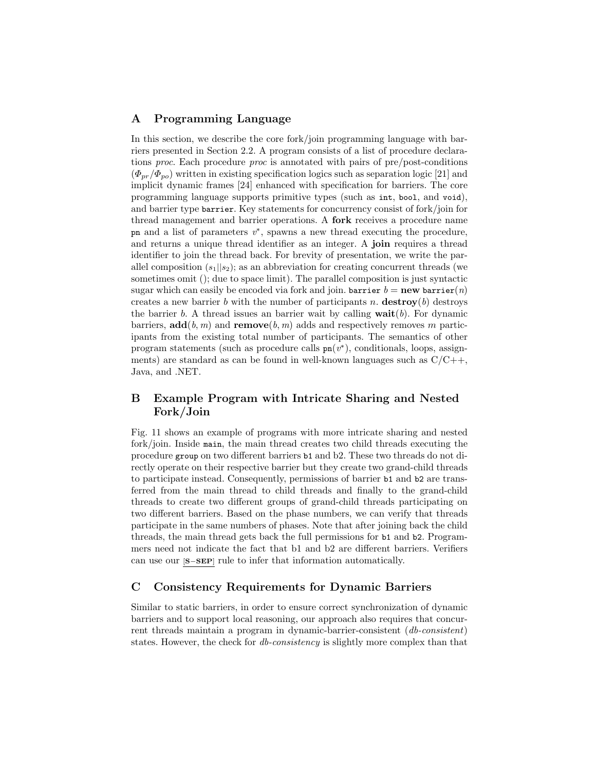## A Programming Language

In this section, we describe the core fork/join programming language with barriers presented in Section 2.2. A program consists of a list of procedure declarations *proc*. Each procedure *proc* is annotated with pairs of pre/post-conditions ($\Phi_{pr}/\Phi_{po}$) written in existing specification logics such as separation logic [21] and implicit dynamic frames [24] enhanced with specification for barriers. The core programming language supports primitive types (such as `int`, `bool`, and `void`), and barrier type `barrier`. Key statements for concurrency consist of fork/join for thread management and barrier operations. A **fork** receives a procedure name `pn` and a list of parameters $v^*$, spawns a new thread executing the procedure, and returns a unique thread identifier as an integer. A **join** requires a thread identifier to join the thread back. For brevity of presentation, we write the parallel composition $(s_1||s_2)$; as an abbreviation for creating concurrent threads (we sometimes omit (); due to space limit). The parallel composition is just syntactic sugar which can easily be encoded via fork and join. `barrier` $b =$ **new** `barrier`$(n)$ creates a new barrier $b$ with the number of participants $n$. **destroy**$(b)$ destroys the barrier $b$. A thread issues an barrier wait by calling **wait**$(b)$. For dynamic barriers, **add**$(b, m)$ and **remove**$(b, m)$ adds and respectively removes $m$ participants from the existing total number of participants. The semantics of other program statements (such as procedure calls `pn`$(v^*)$, conditionals, loops, assignments) are standard as can be found in well-known languages such as C/C++, Java, and .NET.

## B Example Program with Intricate Sharing and Nested Fork/Join

Fig. 11 shows an example of programs with more intricate sharing and nested fork/join. Inside `main`, the main thread creates two child threads executing the procedure `group` on two different barriers `b1` and b2. These two threads do not directly operate on their respective barrier but they create two grand-child threads to participate instead. Consequently, permissions of barrier `b1` and `b2` are transferred from the main thread to child threads and finally to the grand-child threads to create two different groups of grand-child threads participating on two different barriers. Based on the phase numbers, we can verify that threads participate in the same numbers of phases. Note that after joining back the child threads, the main thread gets back the full permissions for `b1` and `b2`. Programmers need not indicate the fact that b1 and b2 are different barriers. Verifiers can use our [**S−SEP**] rule to infer that information automatically.

## C Consistency Requirements for Dynamic Barriers

Similar to static barriers, in order to ensure correct synchronization of dynamic barriers and to support local reasoning, our approach also requires that concurrent threads maintain a program in dynamic-barrier-consistent (*db-consistent*) states. However, the check for *db-consistency* is slightly more complex than that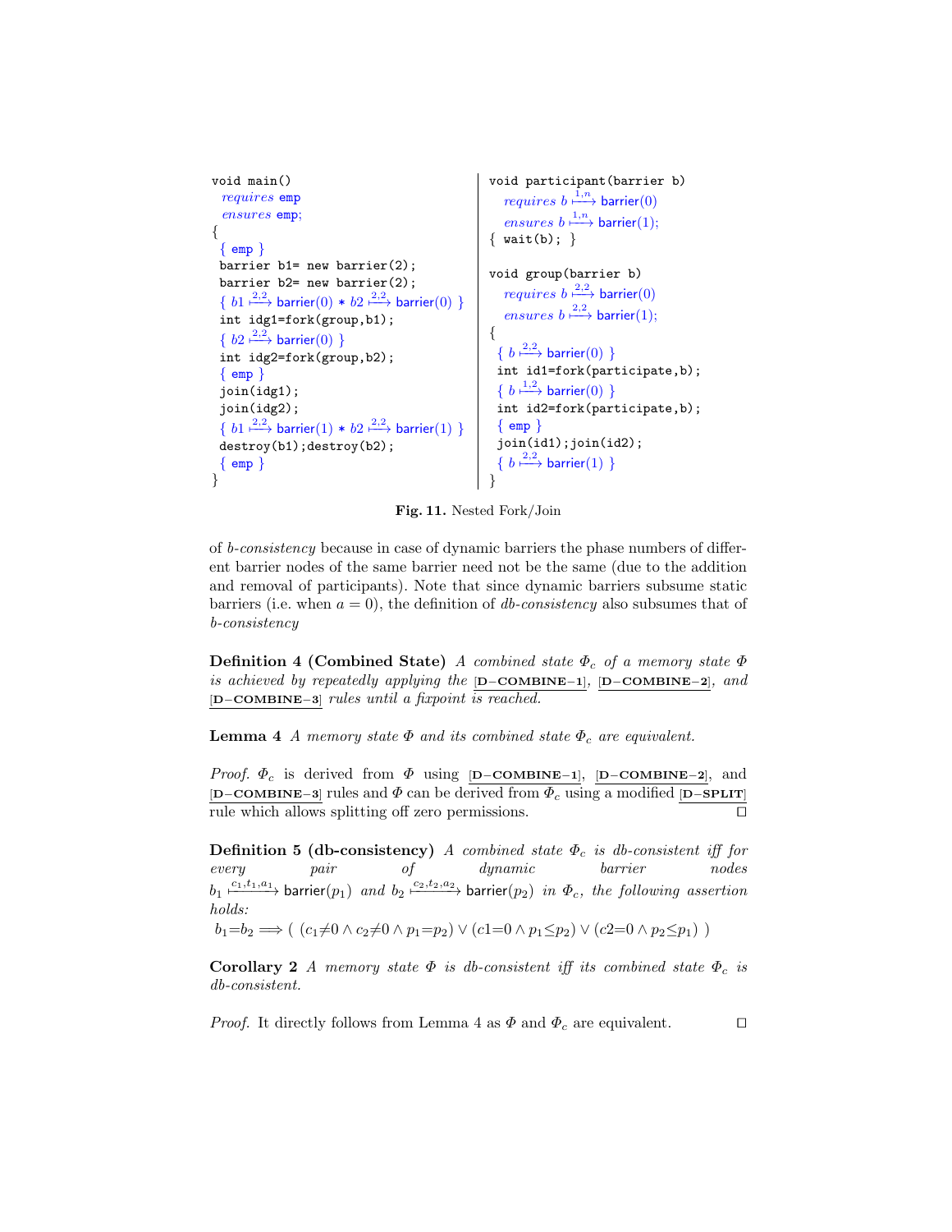```
void main()
  requires emp
  ensures emp;
{
  { emp }
  barrier b1= new barrier(2);
  barrier b2= new barrier(2);
  { b1 ↦(2,2) barrier(0) * b2 ↦(2,2) barrier(0) }
  int idg1=fork(group,b1);
  { b2 ↦(2,2) barrier(0) }
  int idg2=fork(group,b2);
  { emp }
  join(idg1);
  join(idg2);
  { b1 ↦(2,2) barrier(1) * b2 ↦(2,2) barrier(1) }
  destroy(b1);destroy(b2);
  { emp }
}
```

```
void participant(barrier b)
  requires b ↦(1,n) barrier(0)
  ensures b ↦(1,n) barrier(1);
{ wait(b); }

void group(barrier b)
  requires b ↦(2,2) barrier(0)
  ensures b ↦(2,2) barrier(1);
{
  { b ↦(2,2) barrier(0) }
  int id1=fork(participate,b);
  { b ↦(1,2) barrier(0) }
  int id2=fork(participate,b);
  { emp }
  join(id1);join(id2);
  { b ↦(2,2) barrier(1) }
}
```

**Fig. 11.** Nested Fork/Join

of *b-consistency* because in case of dynamic barriers the phase numbers of different barrier nodes of the same barrier need not be the same (due to the addition and removal of participants). Note that since dynamic barriers subsume static barriers (i.e. when $a = 0$), the definition of *db-consistency* also subsumes that of *b-consistency*

**Definition 4 (Combined State)** *A combined state $\Phi_c$ of a memory state $\Phi$ is achieved by repeatedly applying the* [D−COMBINE−1], [D−COMBINE−2], *and* [D−COMBINE−3] *rules until a fixpoint is reached.*

**Lemma 4** *A memory state $\Phi$ and its combined state $\Phi_c$ are equivalent.*

*Proof.* $\Phi_c$ is derived from $\Phi$ using [D−COMBINE−1], [D−COMBINE−2], and [D−COMBINE−3] rules and $\Phi$ can be derived from $\Phi_c$ using a modified [D−SPLIT] rule which allows splitting off zero permissions. □

**Definition 5 (db-consistency)** *A combined state $\Phi_c$ is db-consistent iff for every pair of dynamic barrier nodes $b_1 \xmapsto{c_1,t_1,a_1} \mathsf{barrier}(p_1)$ and $b_2 \xmapsto{c_2,t_2,a_2} \mathsf{barrier}(p_2)$ in $\Phi_c$, the following assertion holds:*

$b_1{=}b_2 \Longrightarrow (\ (c_1{\neq}0 \wedge c_2{\neq}0 \wedge p_1{=}p_2) \vee (c1{=}0 \wedge p_1{\leq}p_2) \vee (c2{=}0 \wedge p_2{\leq}p_1)\ )$

**Corollary 2** *A memory state $\Phi$ is db-consistent iff its combined state $\Phi_c$ is db-consistent.*

*Proof.* It directly follows from Lemma 4 as $\Phi$ and $\Phi_c$ are equivalent. □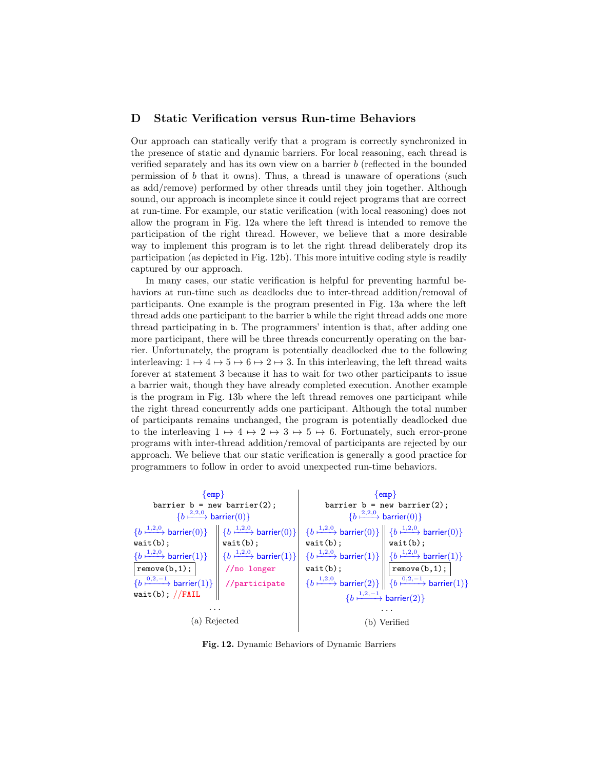# D Static Verification versus Run-time Behaviors

Our approach can statically verify that a program is correctly synchronized in the presence of static and dynamic barriers. For local reasoning, each thread is verified separately and has its own view on a barrier $b$ (reflected in the bounded permission of $b$ that it owns). Thus, a thread is unaware of operations (such as add/remove) performed by other threads until they join together. Although sound, our approach is incomplete since it could reject programs that are correct at run-time. For example, our static verification (with local reasoning) does not allow the program in Fig. 12a where the left thread is intended to remove the participation of the right thread. However, we believe that a more desirable way to implement this program is to let the right thread deliberately drop its participation (as depicted in Fig. 12b). This more intuitive coding style is readily captured by our approach.

In many cases, our static verification is helpful for preventing harmful behaviors at run-time such as deadlocks due to inter-thread addition/removal of participants. One example is the program presented in Fig. 13a where the left thread adds one participant to the barrier `b` while the right thread adds one more thread participating in `b`. The programmers' intention is that, after adding one more participant, there will be three threads concurrently operating on the barrier. Unfortunately, the program is potentially deadlocked due to the following interleaving: $1 \mapsto 4 \mapsto 5 \mapsto 6 \mapsto 2 \mapsto 3$. In this interleaving, the left thread waits forever at statement 3 because it has to wait for two other participants to issue a barrier wait, though they have already completed execution. Another example is the program in Fig. 13b where the left thread removes one participant while the right thread concurrently adds one participant. Although the total number of participants remains unchanged, the program is potentially deadlocked due to the interleaving $1 \mapsto 4 \mapsto 2 \mapsto 3 \mapsto 5 \mapsto 6$. Fortunately, such error-prone programs with inter-thread addition/removal of participants are rejected by our approach. We believe that our static verification is generally a good practice for programmers to follow in order to avoid unexpected run-time behaviors.

**(a) Rejected**

```
{emp}
barrier b = new barrier(2);
{b ↦(2,2,0) barrier(0)}

Left thread:                      || Right thread:
{b ↦(1,2,0) barrier(0)}           || {b ↦(1,2,0) barrier(0)}
wait(b);                          || wait(b);
{b ↦(1,2,0) barrier(1)}           || {b ↦(1,2,0) barrier(1)}
remove(b,1);                      || //no longer
{b ↦(0,2,−1) barrier(1)}          || //participate
wait(b); //FAIL                   ||
...
```

**(b) Verified**

```
{emp}
barrier b = new barrier(2);
{b ↦(2,2,0) barrier(0)}

Left thread:                      || Right thread:
{b ↦(1,2,0) barrier(0)}           || {b ↦(1,2,0) barrier(0)}
wait(b);                          || wait(b);
{b ↦(1,2,0) barrier(1)}           || {b ↦(1,2,0) barrier(1)}
wait(b);                          || remove(b,1);
{b ↦(1,2,0) barrier(2)}           || {b ↦(0,2,−1) barrier(1)}
{b ↦(1,2,−1) barrier(2)}
...
```

**Fig. 12.** Dynamic Behaviors of Dynamic Barriers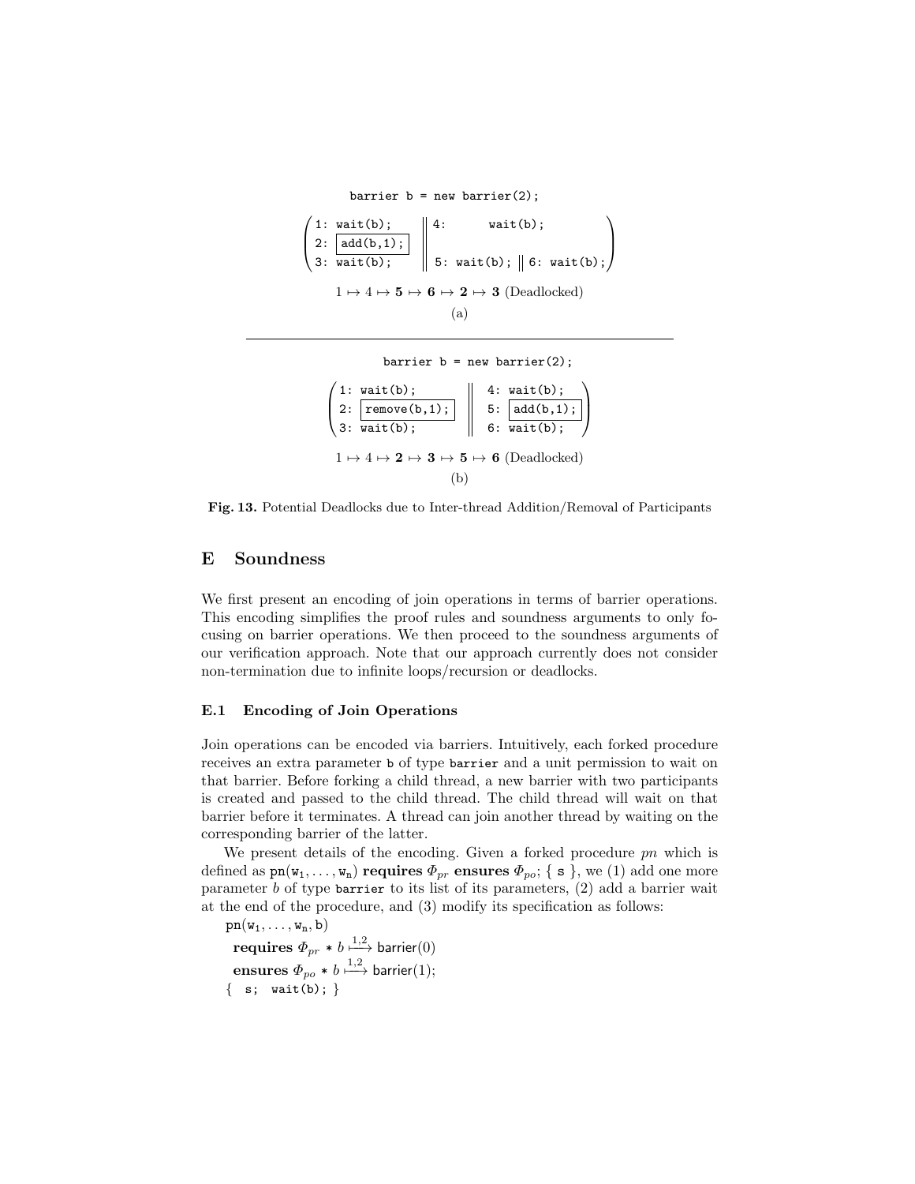```
barrier b = new barrier(2);

( 1: wait(b);        || 4:       wait(b);                  )
( 2: [add(b,1);]     ||                                    )
( 3: wait(b);        || 5: wait(b); || 6: wait(b);         )
```

$1 \mapsto 4 \mapsto \mathbf{5} \mapsto \mathbf{6} \mapsto \mathbf{2} \mapsto \mathbf{3}$ (Deadlocked)

(a)

---

```
barrier b = new barrier(2);

( 1: wait(b);          || 4: wait(b);     )
( 2: [remove(b,1);]    || 5: [add(b,1);]  )
( 3: wait(b);          || 6: wait(b);     )
```

$1 \mapsto 4 \mapsto \mathbf{2} \mapsto \mathbf{3} \mapsto \mathbf{5} \mapsto \mathbf{6}$ (Deadlocked)

(b)

**Fig. 13.** Potential Deadlocks due to Inter-thread Addition/Removal of Participants

## E Soundness

We first present an encoding of join operations in terms of barrier operations. This encoding simplifies the proof rules and soundness arguments to only focusing on barrier operations. We then proceed to the soundness arguments of our verification approach. Note that our approach currently does not consider non-termination due to infinite loops/recursion or deadlocks.

### E.1 Encoding of Join Operations

Join operations can be encoded via barriers. Intuitively, each forked procedure receives an extra parameter `b` of type `barrier` and a unit permission to wait on that barrier. Before forking a child thread, a new barrier with two participants is created and passed to the child thread. The child thread will wait on that barrier before it terminates. A thread can join another thread by waiting on the corresponding barrier of the latter.

We present details of the encoding. Given a forked procedure *pn* which is defined as $\mathtt{pn}(\mathtt{w_1},\ldots,\mathtt{w_n})$ **requires** $\Phi_{pr}$ **ensures** $\Phi_{po}$; { s }, we (1) add one more parameter $b$ of type `barrier` to its list of its parameters, (2) add a barrier wait at the end of the procedure, and (3) modify its specification as follows:

$\mathtt{pn}(\mathtt{w_1},\ldots,\mathtt{w_n},\mathtt{b})$
  **requires** $\Phi_{pr} * b \overset{1,2}{\longmapsto} \mathsf{barrier}(0)$
  **ensures** $\Phi_{po} * b \overset{1,2}{\longmapsto} \mathsf{barrier}(1)$;
{ s; wait(b); }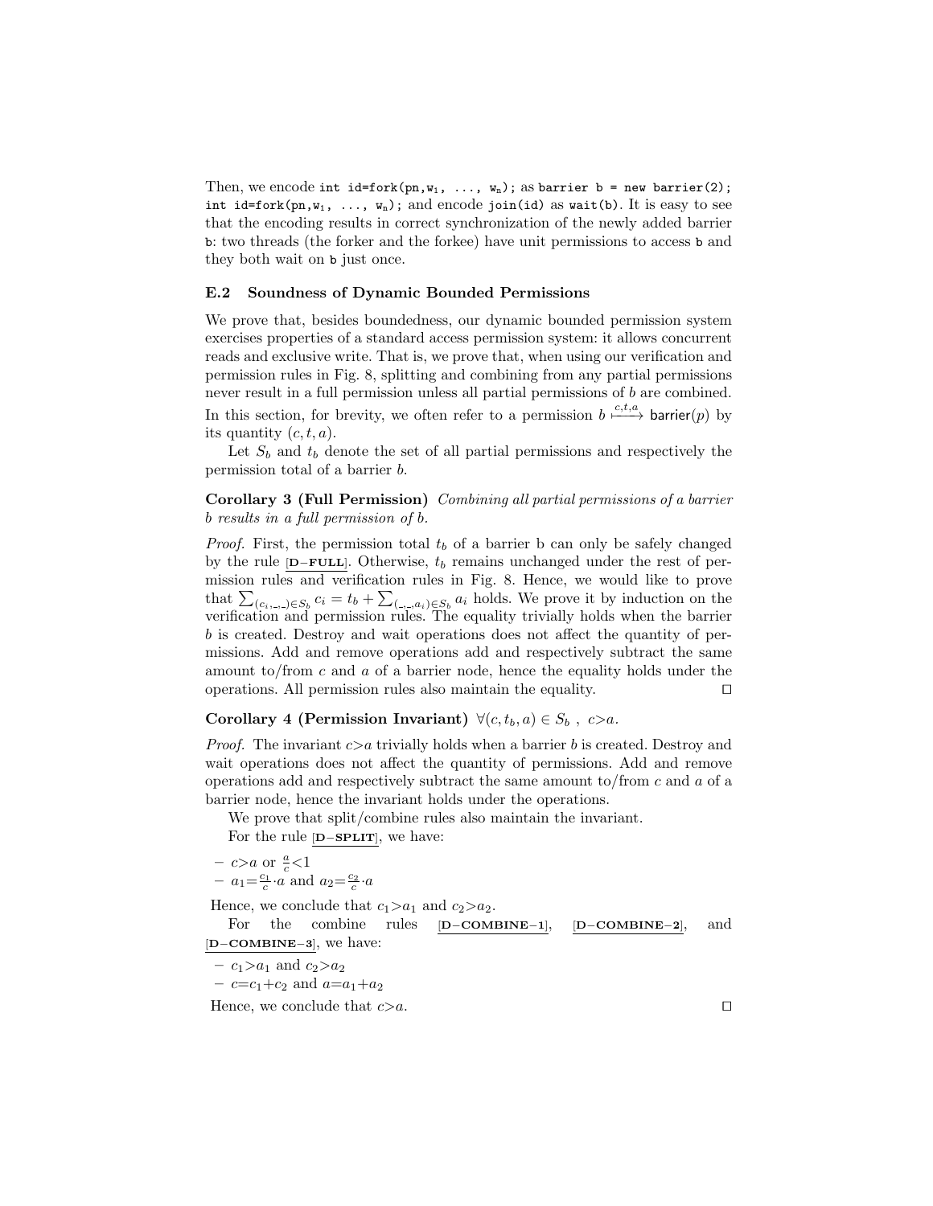Then, we encode `int id=fork(pn,w1, ..., wn);` as `barrier b = new barrier(2); int id=fork(pn,w1, ..., wn);` and encode `join(id)` as `wait(b)`. It is easy to see that the encoding results in correct synchronization of the newly added barrier `b`: two threads (the forker and the forkee) have unit permissions to access `b` and they both wait on `b` just once.

### E.2 Soundness of Dynamic Bounded Permissions

We prove that, besides boundedness, our dynamic bounded permission system exercises properties of a standard access permission system: it allows concurrent reads and exclusive write. That is, we prove that, when using our verification and permission rules in Fig. 8, splitting and combining from any partial permissions never result in a full permission unless all partial permissions of $b$ are combined. In this section, for brevity, we often refer to a permission $b \xmapsto{c,t,a} \mathsf{barrier}(p)$ by its quantity $(c, t, a)$.

Let $S_b$ and $t_b$ denote the set of all partial permissions and respectively the permission total of a barrier $b$.

**Corollary 3 (Full Permission)** *Combining all partial permissions of a barrier $b$ results in a full permission of $b$.*

*Proof.* First, the permission total $t_b$ of a barrier b can only be safely changed by the rule [**D−FULL**]. Otherwise, $t_b$ remains unchanged under the rest of permission rules and verification rules in Fig. 8. Hence, we would like to prove that $\sum_{(c_i,\_,\_)\in S_b} c_i = t_b + \sum_{(\_,\_,a_i)\in S_b} a_i$ holds. We prove it by induction on the verification and permission rules. The equality trivially holds when the barrier $b$ is created. Destroy and wait operations does not affect the quantity of permissions. Add and remove operations add and respectively subtract the same amount to/from $c$ and $a$ of a barrier node, hence the equality holds under the operations. All permission rules also maintain the equality. ◻

**Corollary 4 (Permission Invariant)** $\forall (c, t_b, a) \in S_b$ , $c{>}a$.

*Proof.* The invariant $c{>}a$ trivially holds when a barrier $b$ is created. Destroy and wait operations does not affect the quantity of permissions. Add and remove operations add and respectively subtract the same amount to/from $c$ and $a$ of a barrier node, hence the invariant holds under the operations.

We prove that split/combine rules also maintain the invariant.

For the rule [**D−SPLIT**], we have:

- $c{>}a$ or $\frac{a}{c}{<}1$
- $a_1{=}\frac{c_1}{c}{\cdot}a$ and $a_2{=}\frac{c_2}{c}{\cdot}a$

Hence, we conclude that $c_1{>}a_1$ and $c_2{>}a_2$.

For the combine rules [**D−COMBINE−1**], [**D−COMBINE−2**], and [**D−COMBINE−3**], we have:

- $c_1{>}a_1$ and $c_2{>}a_2$
- $c{=}c_1{+}c_2$ and $a{=}a_1{+}a_2$

Hence, we conclude that $c{>}a$. ◻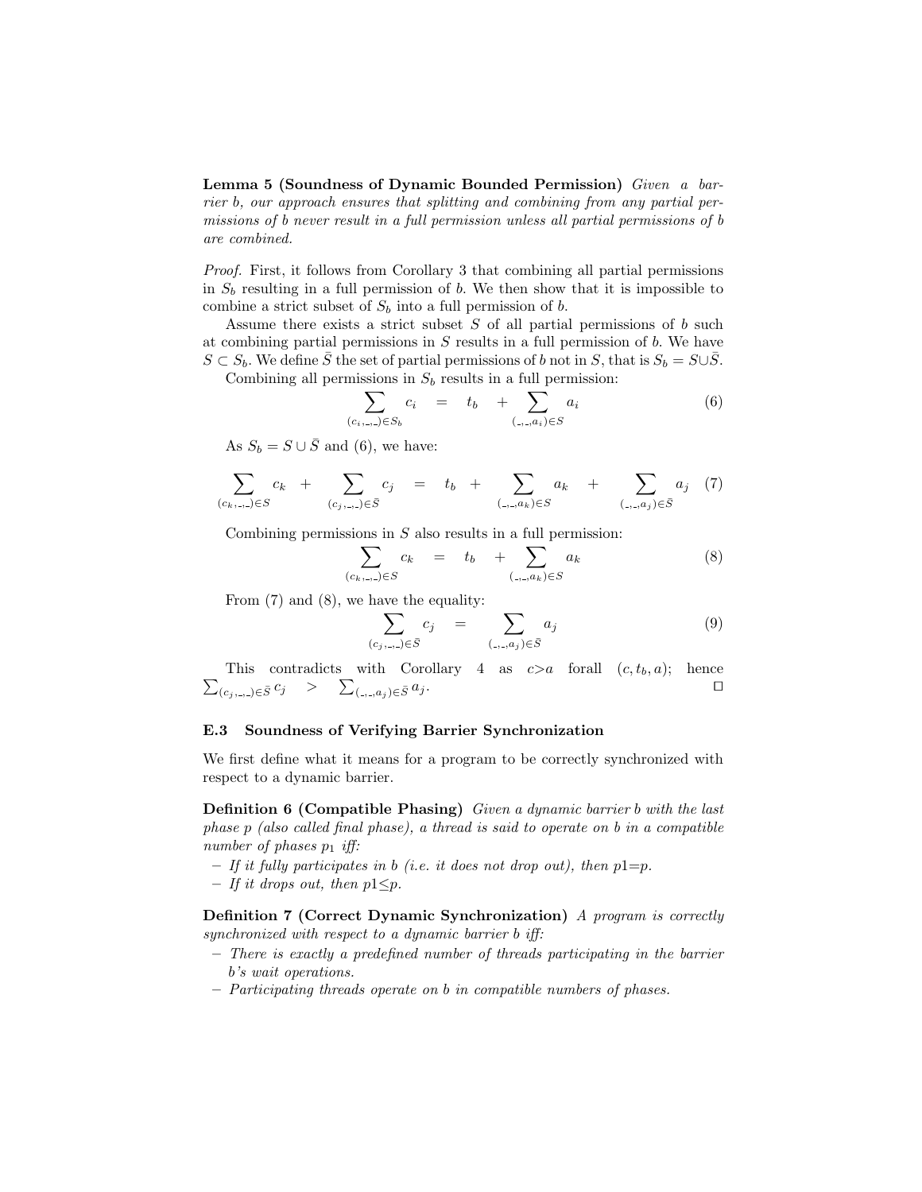**Lemma 5 (Soundness of Dynamic Bounded Permission)** *Given a barrier b, our approach ensures that splitting and combining from any partial permissions of b never result in a full permission unless all partial permissions of b are combined.*

*Proof.* First, it follows from Corollary 3 that combining all partial permissions in $S_b$ resulting in a full permission of $b$. We then show that it is impossible to combine a strict subset of $S_b$ into a full permission of $b$.

Assume there exists a strict subset $S$ of all partial permissions of $b$ such at combining partial permissions in $S$ results in a full permission of $b$. We have $S \subset S_b$. We define $\bar{S}$ the set of partial permissions of $b$ not in $S$, that is $S_b = S \cup \bar{S}$.

Combining all permissions in $S_b$ results in a full permission:

$$\sum_{(c_i,\_,\_) \in S_b} c_i \quad = \quad t_b \quad + \sum_{(\_,\_,a_i) \in S} a_i \tag{6}$$

As $S_b = S \cup \bar{S}$ and (6), we have:

$$\sum_{(c_k,\_,\_) \in S} c_k \quad + \quad \sum_{(c_j,\_,\_) \in \bar{S}} c_j \quad = \quad t_b \quad + \quad \sum_{(\_,\_,a_k) \in S} a_k \quad + \quad \sum_{(\_,\_,a_j) \in \bar{S}} a_j \tag{7}$$

Combining permissions in $S$ also results in a full permission:

$$\sum_{(c_k,\_,\_) \in S} c_k \quad = \quad t_b \quad + \sum_{(\_,\_,a_k) \in S} a_k \tag{8}$$

From (7) and (8), we have the equality:

$$\sum_{(c_j,\_,\_) \in \bar{S}} c_j \quad = \quad \sum_{(\_,\_,a_j) \in \bar{S}} a_j \tag{9}$$

This contradicts with Corollary 4 as $c{>}a$ forall $(c, t_b, a)$; hence $\sum_{(c_j,\_,\_) \in \bar{S}} c_j \quad > \quad \sum_{(\_,\_,a_j) \in \bar{S}} a_j$. ☐

### E.3 Soundness of Verifying Barrier Synchronization

We first define what it means for a program to be correctly synchronized with respect to a dynamic barrier.

**Definition 6 (Compatible Phasing)** *Given a dynamic barrier b with the last phase p (also called final phase), a thread is said to operate on b in a compatible number of phases $p_1$ iff:*

- *If it fully participates in b (i.e. it does not drop out), then $p1{=}p$.*
- *If it drops out, then $p1{\leq}p$.*

**Definition 7 (Correct Dynamic Synchronization)** *A program is correctly synchronized with respect to a dynamic barrier b iff:*

- *There is exactly a predefined number of threads participating in the barrier b's wait operations.*
- *Participating threads operate on b in compatible numbers of phases.*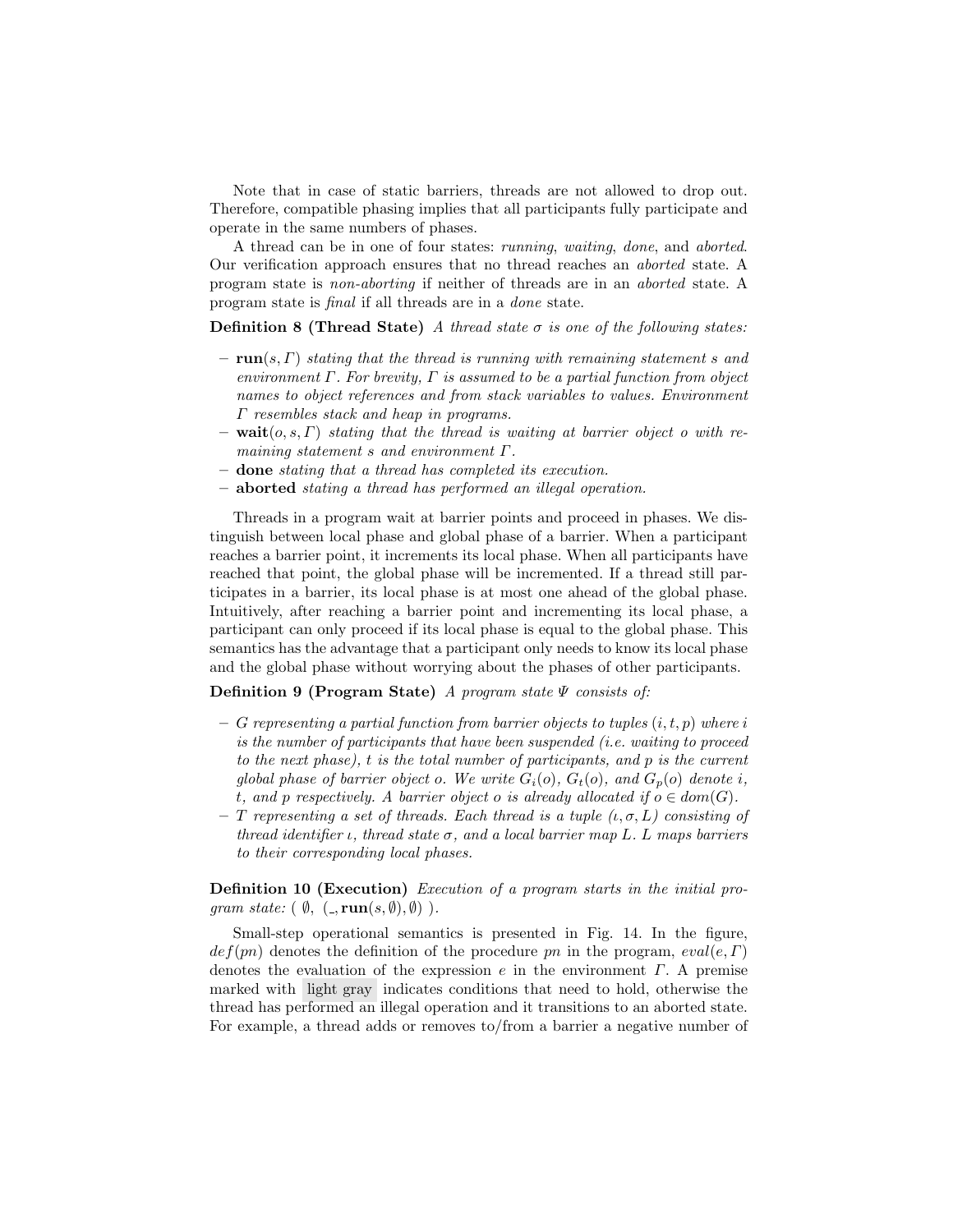Note that in case of static barriers, threads are not allowed to drop out. Therefore, compatible phasing implies that all participants fully participate and operate in the same numbers of phases.

A thread can be in one of four states: *running*, *waiting*, *done*, and *aborted*. Our verification approach ensures that no thread reaches an *aborted* state. A program state is *non-aborting* if neither of threads are in an *aborted* state. A program state is *final* if all threads are in a *done* state.

**Definition 8 (Thread State)** *A thread state $\sigma$ is one of the following states:*

- $\mathbf{run}(s, \Gamma)$ *stating that the thread is running with remaining statement $s$ and environment $\Gamma$. For brevity, $\Gamma$ is assumed to be a partial function from object names to object references and from stack variables to values. Environment $\Gamma$ resembles stack and heap in programs.*
- $\mathbf{wait}(o, s, \Gamma)$ *stating that the thread is waiting at barrier object $o$ with remaining statement $s$ and environment $\Gamma$.*
- **done** *stating that a thread has completed its execution.*
- **aborted** *stating a thread has performed an illegal operation.*

Threads in a program wait at barrier points and proceed in phases. We distinguish between local phase and global phase of a barrier. When a participant reaches a barrier point, it increments its local phase. When all participants have reached that point, the global phase will be incremented. If a thread still participates in a barrier, its local phase is at most one ahead of the global phase. Intuitively, after reaching a barrier point and incrementing its local phase, a participant can only proceed if its local phase is equal to the global phase. This semantics has the advantage that a participant only needs to know its local phase and the global phase without worrying about the phases of other participants.

**Definition 9 (Program State)** *A program state $\Psi$ consists of:*

- *$G$ representing a partial function from barrier objects to tuples $(i, t, p)$ where $i$ is the number of participants that have been suspended (i.e. waiting to proceed to the next phase), $t$ is the total number of participants, and $p$ is the current global phase of barrier object $o$. We write $G_i(o)$, $G_t(o)$, and $G_p(o)$ denote $i$, $t$, and $p$ respectively. A barrier object $o$ is already allocated if $o \in dom(G)$.*
- *$T$ representing a set of threads. Each thread is a tuple $(\iota, \sigma, L)$ consisting of thread identifier $\iota$, thread state $\sigma$, and a local barrier map $L$. $L$ maps barriers to their corresponding local phases.*

**Definition 10 (Execution)** *Execution of a program starts in the initial program state: $(\ \emptyset,\ (\_, \mathbf{run}(s, \emptyset), \emptyset)\ )$.*

Small-step operational semantics is presented in Fig. 14. In the figure, $def(pn)$ denotes the definition of the procedure $pn$ in the program, $eval(e, \Gamma)$ denotes the evaluation of the expression $e$ in the environment $\Gamma$. A premise marked with light gray indicates conditions that need to hold, otherwise the thread has performed an illegal operation and it transitions to an aborted state. For example, a thread adds or removes to/from a barrier a negative number of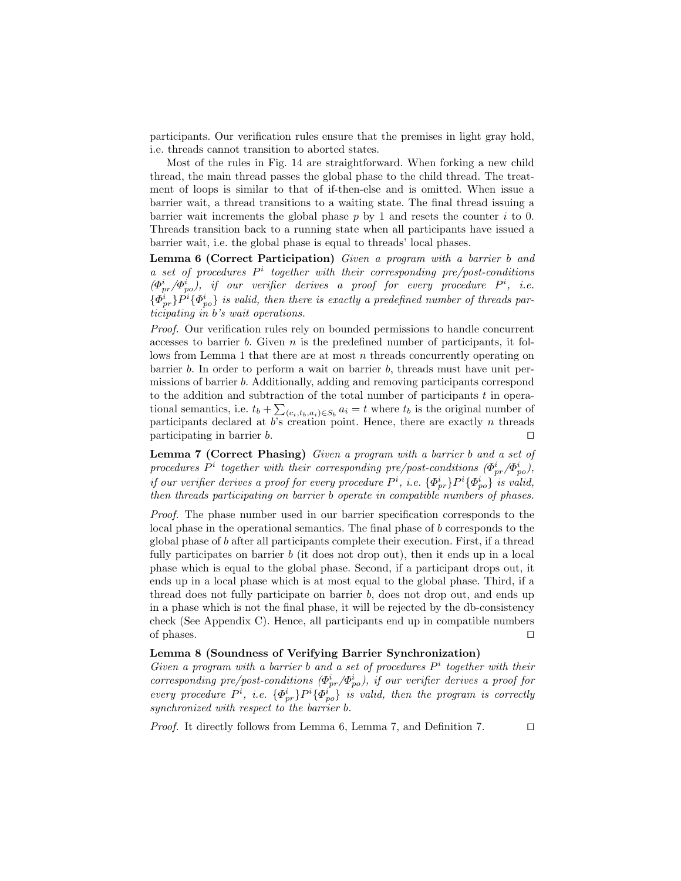participants. Our verification rules ensure that the premises in light gray hold, i.e. threads cannot transition to aborted states.

Most of the rules in Fig. 14 are straightforward. When forking a new child thread, the main thread passes the global phase to the child thread. The treatment of loops is similar to that of if-then-else and is omitted. When issue a barrier wait, a thread transitions to a waiting state. The final thread issuing a barrier wait increments the global phase $p$ by 1 and resets the counter $i$ to 0. Threads transition back to a running state when all participants have issued a barrier wait, i.e. the global phase is equal to threads' local phases.

**Lemma 6 (Correct Participation)** *Given a program with a barrier $b$ and a set of procedures $P^i$ together with their corresponding pre/post-conditions ($\Phi^i_{pr}/\Phi^i_{po}$), if our verifier derives a proof for every procedure $P^i$, i.e. $\{\Phi^i_{pr}\}P^i\{\Phi^i_{po}\}$ is valid, then there is exactly a predefined number of threads participating in $b$'s wait operations.*

*Proof.* Our verification rules rely on bounded permissions to handle concurrent accesses to barrier $b$. Given $n$ is the predefined number of participants, it follows from Lemma 1 that there are at most $n$ threads concurrently operating on barrier $b$. In order to perform a wait on barrier $b$, threads must have unit permissions of barrier $b$. Additionally, adding and removing participants correspond to the addition and subtraction of the total number of participants $t$ in operational semantics, i.e. $t_b + \sum_{(c_i,t_b,a_i)\in S_b} a_i = t$ where $t_b$ is the original number of participants declared at $b$'s creation point. Hence, there are exactly $n$ threads participating in barrier $b$. □

**Lemma 7 (Correct Phasing)** *Given a program with a barrier $b$ and a set of procedures $P^i$ together with their corresponding pre/post-conditions ($\Phi^i_{pr}/\Phi^i_{po}$), if our verifier derives a proof for every procedure $P^i$, i.e. $\{\Phi^i_{pr}\}P^i\{\Phi^i_{po}\}$ is valid, then threads participating on barrier $b$ operate in compatible numbers of phases.*

*Proof.* The phase number used in our barrier specification corresponds to the local phase in the operational semantics. The final phase of $b$ corresponds to the global phase of $b$ after all participants complete their execution. First, if a thread fully participates on barrier $b$ (it does not drop out), then it ends up in a local phase which is equal to the global phase. Second, if a participant drops out, it ends up in a local phase which is at most equal to the global phase. Third, if a thread does not fully participate on barrier $b$, does not drop out, and ends up in a phase which is not the final phase, it will be rejected by the db-consistency check (See Appendix C). Hence, all participants end up in compatible numbers of phases. □

**Lemma 8 (Soundness of Verifying Barrier Synchronization)** *Given a program with a barrier $b$ and a set of procedures $P^i$ together with their corresponding pre/post-conditions ($\Phi^i_{pr}/\Phi^i_{po}$), if our verifier derives a proof for every procedure $P^i$, i.e. $\{\Phi^i_{pr}\}P^i\{\Phi^i_{po}\}$ is valid, then the program is correctly synchronized with respect to the barrier $b$.*

*Proof.* It directly follows from Lemma 6, Lemma 7, and Definition 7. □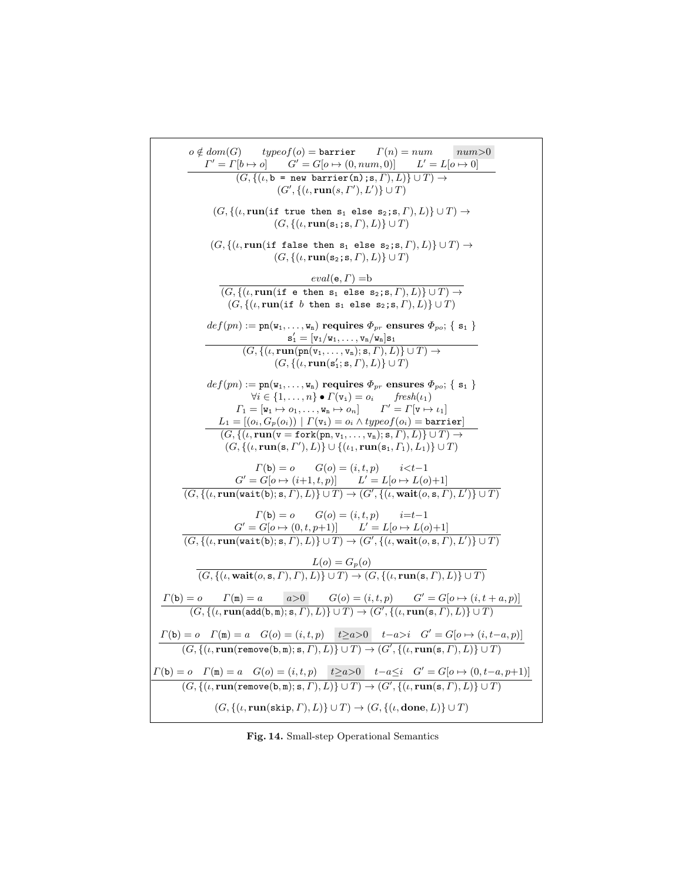$$\frac{o \notin dom(G) \quad typeof(o) = \texttt{barrier} \quad \Gamma(n) = num \quad num{>}0 \quad \Gamma' = \Gamma[b \mapsto o] \quad G' = G[o \mapsto (0, num, 0)] \quad L' = L[o \mapsto 0]}{(G, \{(\iota, \texttt{b = new barrier(n);s}, \Gamma), L)\} \cup T) \rightarrow (G', \{(\iota, \mathbf{run}(s, \Gamma'), L')\} \cup T)}$$

$$(G, \{(\iota, \mathbf{run}(\texttt{if true then s}_1 \texttt{ else s}_2\texttt{;s}, \Gamma), L)\} \cup T) \rightarrow (G, \{(\iota, \mathbf{run}(\texttt{s}_1\texttt{;s}, \Gamma), L)\} \cup T)$$

$$(G, \{(\iota, \mathbf{run}(\texttt{if false then s}_1 \texttt{ else s}_2\texttt{;s}, \Gamma), L)\} \cup T) \rightarrow (G, \{(\iota, \mathbf{run}(\texttt{s}_2\texttt{;s}, \Gamma), L)\} \cup T)$$

$$\frac{eval(\texttt{e}, \Gamma) = \text{b}}{(G, \{(\iota, \mathbf{run}(\texttt{if e then s}_1 \texttt{ else s}_2\texttt{;s}, \Gamma), L)\} \cup T) \rightarrow (G, \{(\iota, \mathbf{run}(\texttt{if } b \texttt{ then s}_1 \texttt{ else s}_2\texttt{;s}, \Gamma), L)\} \cup T)}$$

$$\frac{def(pn) := \texttt{pn}(\texttt{w}_1, \ldots, \texttt{w}_n) \textbf{ requires } \Phi_{pr} \textbf{ ensures } \Phi_{po}; \{ \texttt{s}_1 \} \quad \texttt{s}_1' = [\texttt{v}_1/\texttt{w}_1, \ldots, \texttt{v}_n/\texttt{w}_n]\texttt{s}_1}{(G, \{(\iota, \mathbf{run}(\texttt{pn}(\texttt{v}_1, \ldots, \texttt{v}_n); \texttt{s}, \Gamma), L)\} \cup T) \rightarrow (G, \{(\iota, \mathbf{run}(\texttt{s}_1'; \texttt{s}, \Gamma), L)\} \cup T)}$$

$$\frac{\begin{array}{c} def(pn) := \texttt{pn}(\texttt{w}_1, \ldots, \texttt{w}_n) \textbf{ requires } \Phi_{pr} \textbf{ ensures } \Phi_{po}; \{ \texttt{s}_1 \} \\ \forall i \in \{1, \ldots, n\} \bullet \Gamma(\texttt{v}_i) = o_i \quad fresh(\iota_1) \\ \Gamma_1 = [\texttt{w}_1 \mapsto o_1, \ldots, \texttt{w}_n \mapsto o_n] \quad \Gamma' = \Gamma[\texttt{v} \mapsto \iota_1] \\ L_1 = [(o_i, G_p(o_i)) \mid \Gamma(\texttt{v}_i) = o_i \wedge typeof(o_i) = \texttt{barrier}] \end{array}}{(G, \{(\iota, \mathbf{run}(\texttt{v = fork}(\texttt{pn}, \texttt{v}_1, \ldots, \texttt{v}_n); \texttt{s}, \Gamma), L)\} \cup T) \rightarrow (G, \{(\iota, \mathbf{run}(\texttt{s}, \Gamma'), L)\} \cup \{(\iota_1, \mathbf{run}(\texttt{s}_1, \Gamma_1), L_1)\} \cup T)}$$

$$\frac{\Gamma(\texttt{b}) = o \quad G(o) = (i, t, p) \quad i{<}t{-}1 \quad G' = G[o \mapsto (i{+}1, t, p)] \quad L' = L[o \mapsto L(o){+}1]}{(G, \{(\iota, \mathbf{run}(\texttt{wait(b)}; \texttt{s}, \Gamma), L)\} \cup T) \rightarrow (G', \{(\iota, \mathbf{wait}(o, \texttt{s}, \Gamma), L')\} \cup T)}$$

$$\frac{\Gamma(\texttt{b}) = o \quad G(o) = (i, t, p) \quad i{=}t{-}1 \quad G' = G[o \mapsto (0, t, p{+}1)] \quad L' = L[o \mapsto L(o){+}1]}{(G, \{(\iota, \mathbf{run}(\texttt{wait(b)}; \texttt{s}, \Gamma), L)\} \cup T) \rightarrow (G', \{(\iota, \mathbf{wait}(o, \texttt{s}, \Gamma), L')\} \cup T)}$$

$$\frac{L(o) = G_p(o)}{(G, \{(\iota, \mathbf{wait}(o, \texttt{s}, \Gamma), \Gamma), L)\} \cup T) \rightarrow (G, \{(\iota, \mathbf{run}(\texttt{s}, \Gamma), L)\} \cup T)}$$

$$\frac{\Gamma(\texttt{b}) = o \quad \Gamma(\texttt{m}) = a \quad a{>}0 \quad G(o) = (i, t, p) \quad G' = G[o \mapsto (i, t + a, p)]}{(G, \{(\iota, \mathbf{run}(\texttt{add(b,m)}; \texttt{s}, \Gamma), L)\} \cup T) \rightarrow (G', \{(\iota, \mathbf{run}(\texttt{s}, \Gamma), L)\} \cup T)}$$

$$\frac{\Gamma(\texttt{b}) = o \quad \Gamma(\texttt{m}) = a \quad G(o) = (i, t, p) \quad t{\geq}a{>}0 \quad t{-}a{>}i \quad G' = G[o \mapsto (i, t{-}a, p)]}{(G, \{(\iota, \mathbf{run}(\texttt{remove(b,m)}; \texttt{s}, \Gamma), L)\} \cup T) \rightarrow (G', \{(\iota, \mathbf{run}(\texttt{s}, \Gamma), L)\} \cup T)}$$

$$\frac{\Gamma(\texttt{b}) = o \quad \Gamma(\texttt{m}) = a \quad G(o) = (i, t, p) \quad t{\geq}a{>}0 \quad t{-}a{\leq}i \quad G' = G[o \mapsto (0, t{-}a, p{+}1)]}{(G, \{(\iota, \mathbf{run}(\texttt{remove(b,m)}; \texttt{s}, \Gamma), L)\} \cup T) \rightarrow (G', \{(\iota, \mathbf{run}(\texttt{s}, \Gamma), L)\} \cup T)}$$

$$(G, \{(\iota, \mathbf{run}(\texttt{skip}, \Gamma), L)\} \cup T) \rightarrow (G, \{(\iota, \mathbf{done}, L)\} \cup T)$$

**Fig. 14.** Small-step Operational Semantics